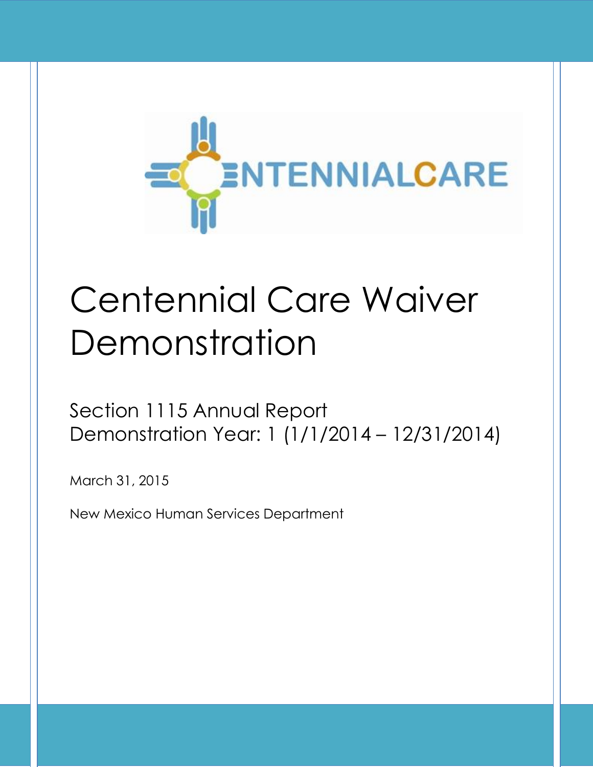CENTENNIALCARE

# Centennial Care Waiver Demonstration

## Section 1115 Annual Report
## Demonstration Year: 1 (1/1/2014 – 12/31/2014)

March 31, 2015

New Mexico Human Services Department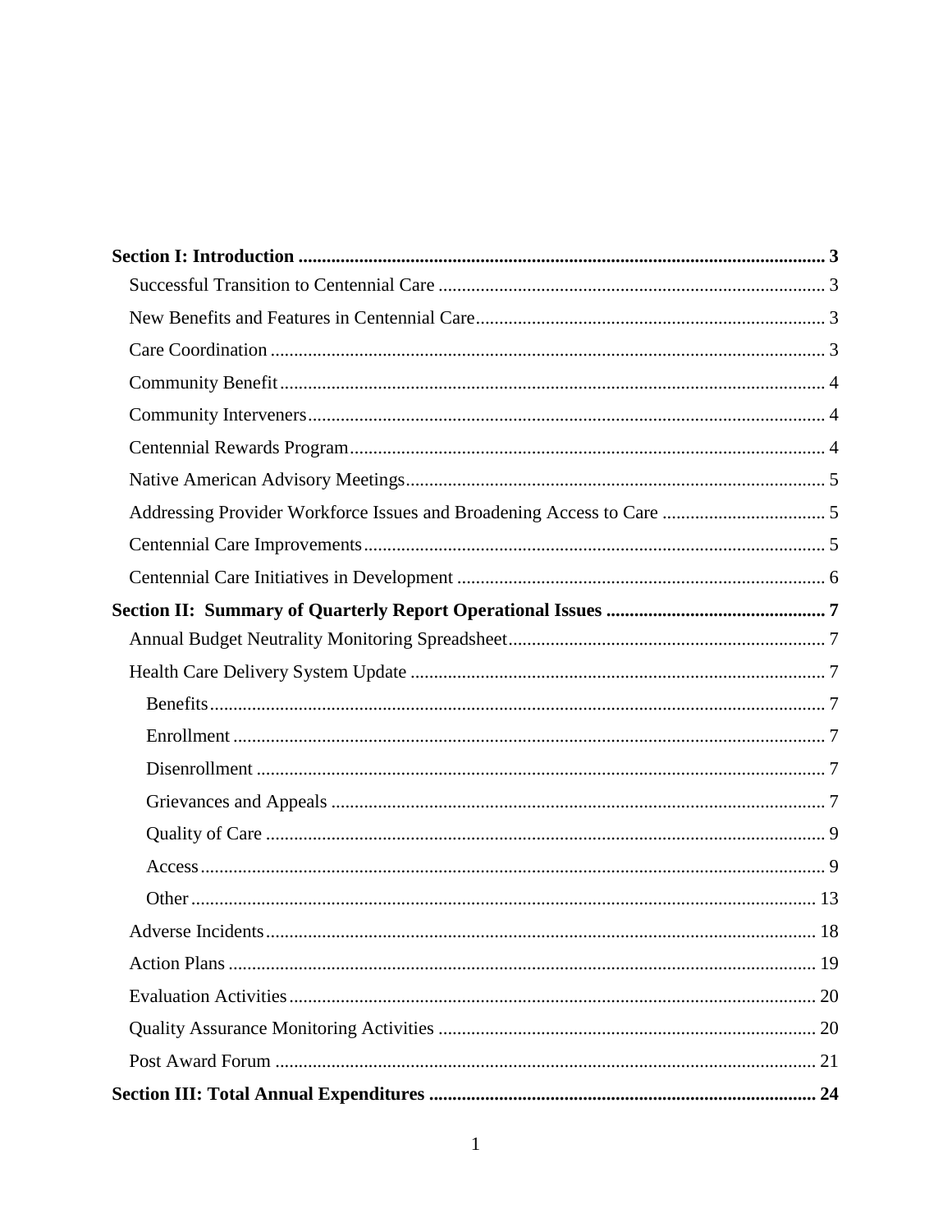**Section I: Introduction** ........................................................ 3

- Successful Transition to Centennial Care ........................................................ 3
- New Benefits and Features in Centennial Care ........................................................ 3
- Care Coordination ........................................................ 3
- Community Benefit ........................................................ 4
- Community Interveners ........................................................ 4
- Centennial Rewards Program ........................................................ 4
- Native American Advisory Meetings ........................................................ 5
- Addressing Provider Workforce Issues and Broadening Access to Care ........................................................ 5
- Centennial Care Improvements ........................................................ 5
- Centennial Care Initiatives in Development ........................................................ 6

**Section II: Summary of Quarterly Report Operational Issues** ........................................................ 7

- Annual Budget Neutrality Monitoring Spreadsheet ........................................................ 7
- Health Care Delivery System Update ........................................................ 7
  - Benefits ........................................................ 7
  - Enrollment ........................................................ 7
  - Disenrollment ........................................................ 7
  - Grievances and Appeals ........................................................ 7
  - Quality of Care ........................................................ 9
  - Access ........................................................ 9
  - Other ........................................................ 13
- Adverse Incidents ........................................................ 18
- Action Plans ........................................................ 19
- Evaluation Activities ........................................................ 20
- Quality Assurance Monitoring Activities ........................................................ 20
- Post Award Forum ........................................................ 21

**Section III: Total Annual Expenditures** ........................................................ 24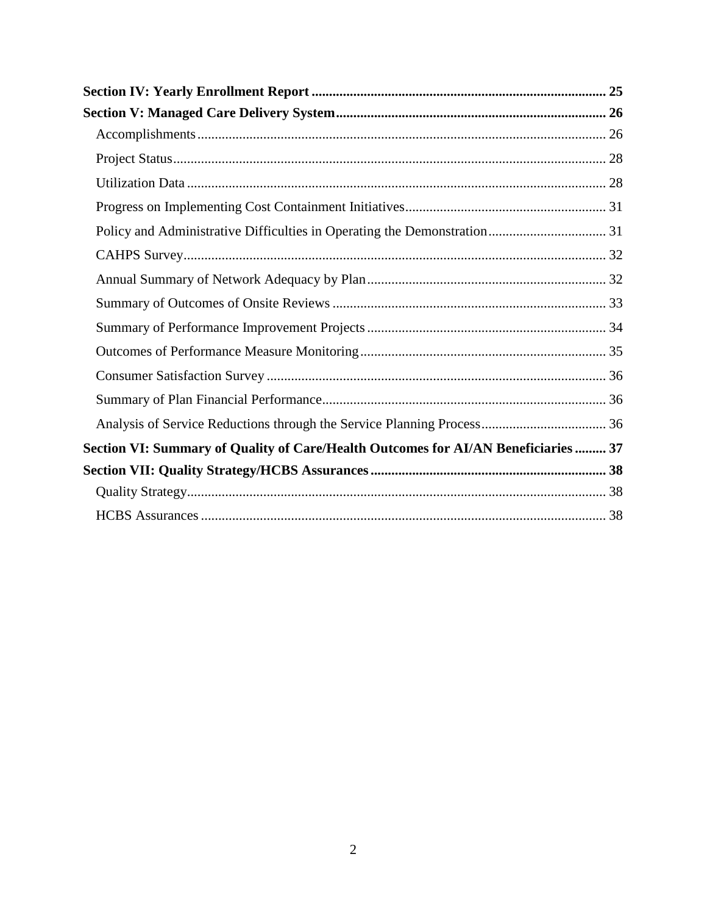**Section IV: Yearly Enrollment Report** .................................................................................... 25

**Section V: Managed Care Delivery System**............................................................................. 26

- Accomplishments..................................................................................................................... 26
- Project Status............................................................................................................................ 28
- Utilization Data ........................................................................................................................ 28
- Progress on Implementing Cost Containment Initiatives.......................................................... 31
- Policy and Administrative Difficulties in Operating the Demonstration.................................. 31
- CAHPS Survey......................................................................................................................... 32
- Annual Summary of Network Adequacy by Plan.................................................................... 32
- Summary of Outcomes of Onsite Reviews .............................................................................. 33
- Summary of Performance Improvement Projects ..................................................................... 34
- Outcomes of Performance Measure Monitoring...................................................................... 35
- Consumer Satisfaction Survey ................................................................................................. 36
- Summary of Plan Financial Performance................................................................................. 36
- Analysis of Service Reductions through the Service Planning Process.................................... 36

**Section VI: Summary of Quality of Care/Health Outcomes for AI/AN Beneficiaries** ......... 37

**Section VII: Quality Strategy/HCBS Assurances**................................................................... 38

- Quality Strategy........................................................................................................................ 38
- HCBS Assurances .................................................................................................................... 38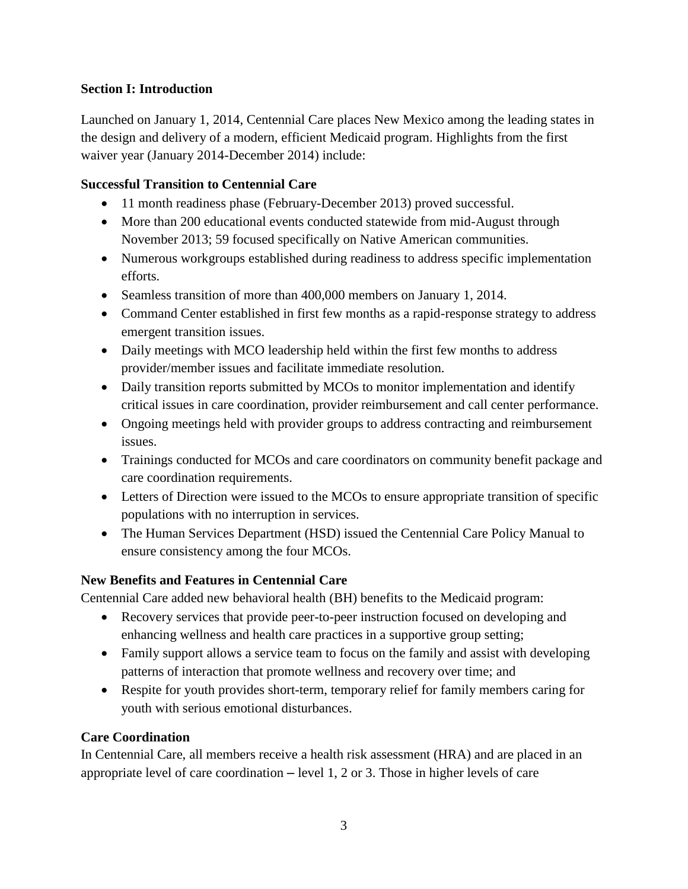## Section I: Introduction

Launched on January 1, 2014, Centennial Care places New Mexico among the leading states in the design and delivery of a modern, efficient Medicaid program. Highlights from the first waiver year (January 2014-December 2014) include:

### Successful Transition to Centennial Care

- 11 month readiness phase (February-December 2013) proved successful.
- More than 200 educational events conducted statewide from mid-August through November 2013; 59 focused specifically on Native American communities.
- Numerous workgroups established during readiness to address specific implementation efforts.
- Seamless transition of more than 400,000 members on January 1, 2014.
- Command Center established in first few months as a rapid-response strategy to address emergent transition issues.
- Daily meetings with MCO leadership held within the first few months to address provider/member issues and facilitate immediate resolution.
- Daily transition reports submitted by MCOs to monitor implementation and identify critical issues in care coordination, provider reimbursement and call center performance.
- Ongoing meetings held with provider groups to address contracting and reimbursement issues.
- Trainings conducted for MCOs and care coordinators on community benefit package and care coordination requirements.
- Letters of Direction were issued to the MCOs to ensure appropriate transition of specific populations with no interruption in services.
- The Human Services Department (HSD) issued the Centennial Care Policy Manual to ensure consistency among the four MCOs.

### New Benefits and Features in Centennial Care

Centennial Care added new behavioral health (BH) benefits to the Medicaid program:

- Recovery services that provide peer-to-peer instruction focused on developing and enhancing wellness and health care practices in a supportive group setting;
- Family support allows a service team to focus on the family and assist with developing patterns of interaction that promote wellness and recovery over time; and
- Respite for youth provides short-term, temporary relief for family members caring for youth with serious emotional disturbances.

### Care Coordination

In Centennial Care, all members receive a health risk assessment (HRA) and are placed in an appropriate level of care coordination – level 1, 2 or 3. Those in higher levels of care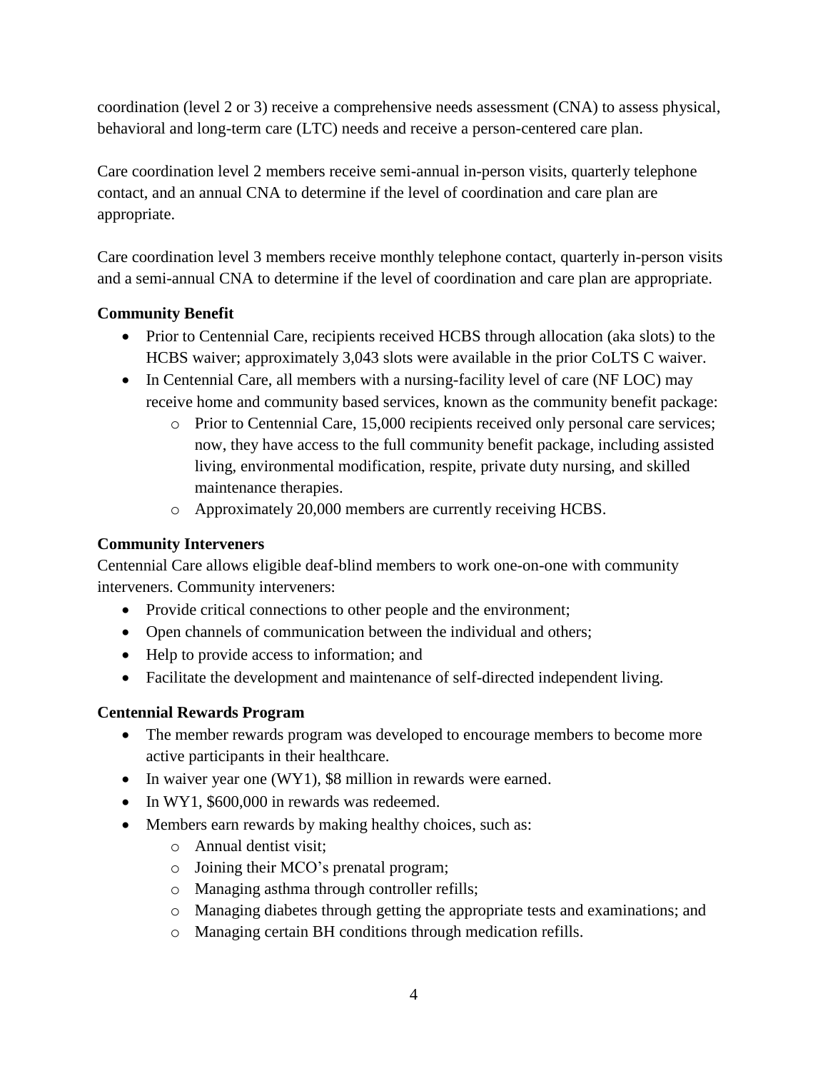coordination (level 2 or 3) receive a comprehensive needs assessment (CNA) to assess physical, behavioral and long-term care (LTC) needs and receive a person-centered care plan.

Care coordination level 2 members receive semi-annual in-person visits, quarterly telephone contact, and an annual CNA to determine if the level of coordination and care plan are appropriate.

Care coordination level 3 members receive monthly telephone contact, quarterly in-person visits and a semi-annual CNA to determine if the level of coordination and care plan are appropriate.

**Community Benefit**

- Prior to Centennial Care, recipients received HCBS through allocation (aka slots) to the HCBS waiver; approximately 3,043 slots were available in the prior CoLTS C waiver.
- In Centennial Care, all members with a nursing-facility level of care (NF LOC) may receive home and community based services, known as the community benefit package:
  - Prior to Centennial Care, 15,000 recipients received only personal care services; now, they have access to the full community benefit package, including assisted living, environmental modification, respite, private duty nursing, and skilled maintenance therapies.
  - Approximately 20,000 members are currently receiving HCBS.

**Community Interveners**

Centennial Care allows eligible deaf-blind members to work one-on-one with community interveners. Community interveners:

- Provide critical connections to other people and the environment;
- Open channels of communication between the individual and others;
- Help to provide access to information; and
- Facilitate the development and maintenance of self-directed independent living.

**Centennial Rewards Program**

- The member rewards program was developed to encourage members to become more active participants in their healthcare.
- In waiver year one (WY1), $8 million in rewards were earned.
- In WY1, $600,000 in rewards was redeemed.
- Members earn rewards by making healthy choices, such as:
  - Annual dentist visit;
  - Joining their MCO's prenatal program;
  - Managing asthma through controller refills;
  - Managing diabetes through getting the appropriate tests and examinations; and
  - Managing certain BH conditions through medication refills.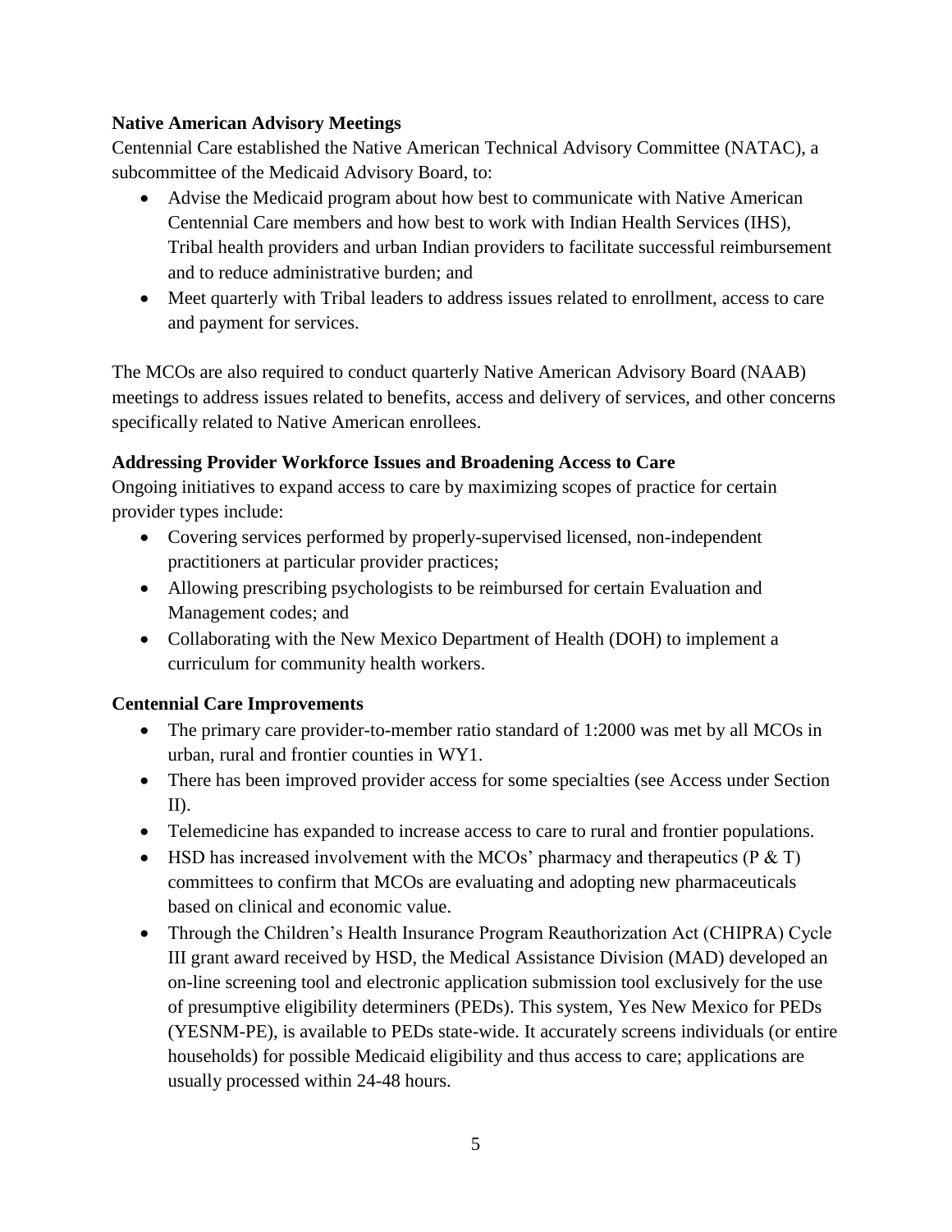**Native American Advisory Meetings**

Centennial Care established the Native American Technical Advisory Committee (NATAC), a subcommittee of the Medicaid Advisory Board, to:

- Advise the Medicaid program about how best to communicate with Native American Centennial Care members and how best to work with Indian Health Services (IHS), Tribal health providers and urban Indian providers to facilitate successful reimbursement and to reduce administrative burden; and
- Meet quarterly with Tribal leaders to address issues related to enrollment, access to care and payment for services.

The MCOs are also required to conduct quarterly Native American Advisory Board (NAAB) meetings to address issues related to benefits, access and delivery of services, and other concerns specifically related to Native American enrollees.

**Addressing Provider Workforce Issues and Broadening Access to Care**

Ongoing initiatives to expand access to care by maximizing scopes of practice for certain provider types include:

- Covering services performed by properly-supervised licensed, non-independent practitioners at particular provider practices;
- Allowing prescribing psychologists to be reimbursed for certain Evaluation and Management codes; and
- Collaborating with the New Mexico Department of Health (DOH) to implement a curriculum for community health workers.

**Centennial Care Improvements**

- The primary care provider-to-member ratio standard of 1:2000 was met by all MCOs in urban, rural and frontier counties in WY1.
- There has been improved provider access for some specialties (see Access under Section II).
- Telemedicine has expanded to increase access to care to rural and frontier populations.
- HSD has increased involvement with the MCOs' pharmacy and therapeutics (P & T) committees to confirm that MCOs are evaluating and adopting new pharmaceuticals based on clinical and economic value.
- Through the Children's Health Insurance Program Reauthorization Act (CHIPRA) Cycle III grant award received by HSD, the Medical Assistance Division (MAD) developed an on-line screening tool and electronic application submission tool exclusively for the use of presumptive eligibility determiners (PEDs). This system, Yes New Mexico for PEDs (YESNM-PE), is available to PEDs state-wide. It accurately screens individuals (or entire households) for possible Medicaid eligibility and thus access to care; applications are usually processed within 24-48 hours.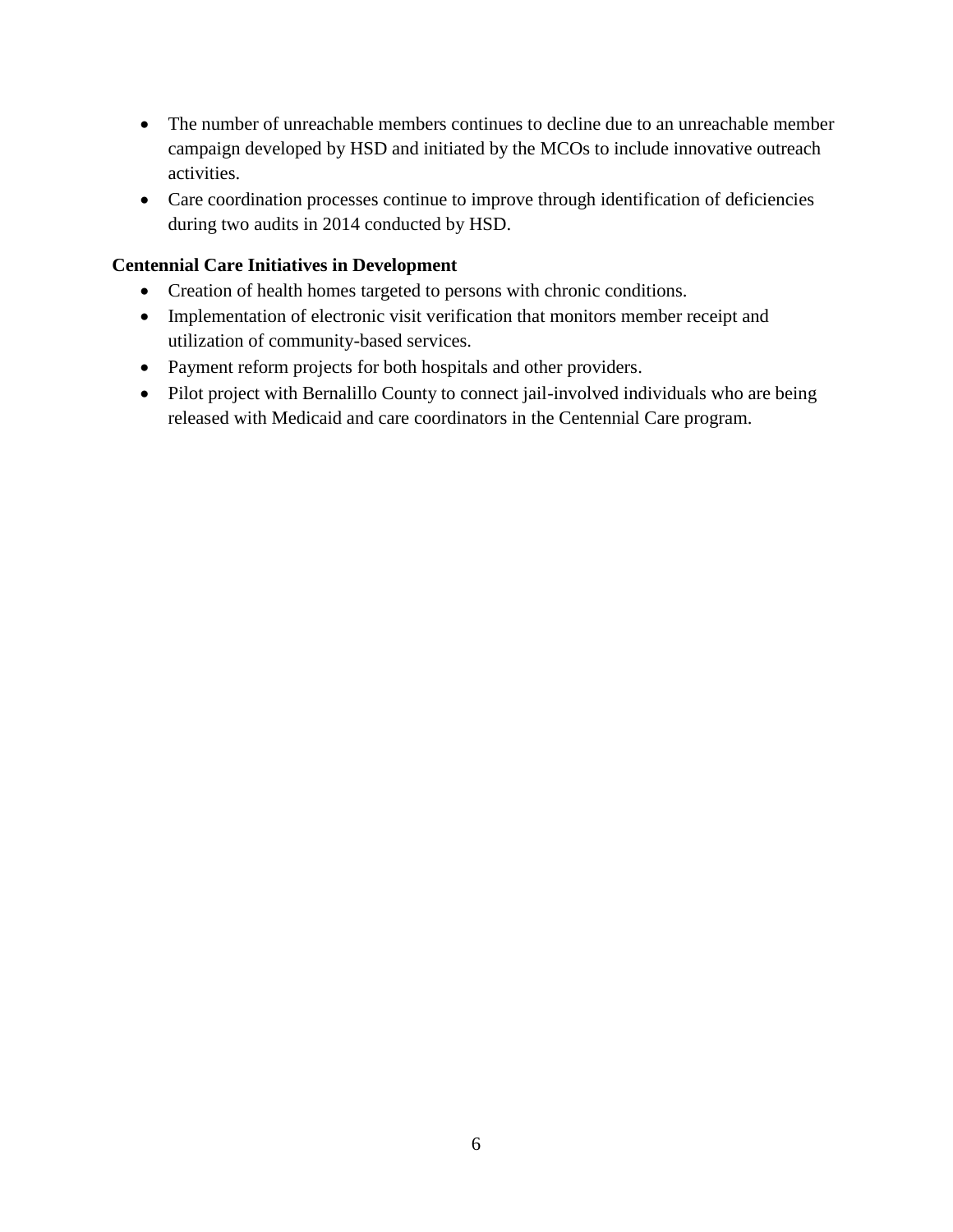- The number of unreachable members continues to decline due to an unreachable member campaign developed by HSD and initiated by the MCOs to include innovative outreach activities.
- Care coordination processes continue to improve through identification of deficiencies during two audits in 2014 conducted by HSD.

**Centennial Care Initiatives in Development**

- Creation of health homes targeted to persons with chronic conditions.
- Implementation of electronic visit verification that monitors member receipt and utilization of community-based services.
- Payment reform projects for both hospitals and other providers.
- Pilot project with Bernalillo County to connect jail-involved individuals who are being released with Medicaid and care coordinators in the Centennial Care program.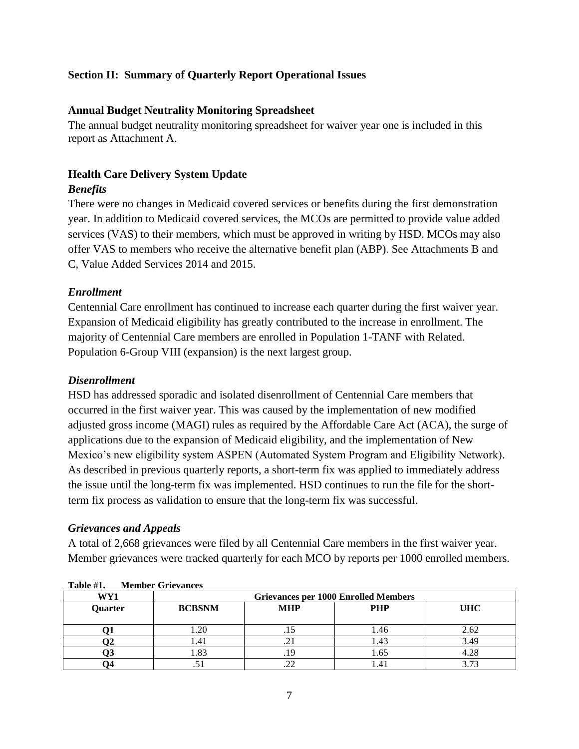## Section II: Summary of Quarterly Report Operational Issues

### Annual Budget Neutrality Monitoring Spreadsheet

The annual budget neutrality monitoring spreadsheet for waiver year one is included in this report as Attachment A.

### Health Care Delivery System Update

#### *Benefits*

There were no changes in Medicaid covered services or benefits during the first demonstration year. In addition to Medicaid covered services, the MCOs are permitted to provide value added services (VAS) to their members, which must be approved in writing by HSD. MCOs may also offer VAS to members who receive the alternative benefit plan (ABP). See Attachments B and C, Value Added Services 2014 and 2015.

#### *Enrollment*

Centennial Care enrollment has continued to increase each quarter during the first waiver year. Expansion of Medicaid eligibility has greatly contributed to the increase in enrollment. The majority of Centennial Care members are enrolled in Population 1-TANF with Related. Population 6-Group VIII (expansion) is the next largest group.

#### *Disenrollment*

HSD has addressed sporadic and isolated disenrollment of Centennial Care members that occurred in the first waiver year. This was caused by the implementation of new modified adjusted gross income (MAGI) rules as required by the Affordable Care Act (ACA), the surge of applications due to the expansion of Medicaid eligibility, and the implementation of New Mexico's new eligibility system ASPEN (Automated System Program and Eligibility Network). As described in previous quarterly reports, a short-term fix was applied to immediately address the issue until the long-term fix was implemented. HSD continues to run the file for the short-term fix process as validation to ensure that the long-term fix was successful.

#### *Grievances and Appeals*

A total of 2,668 grievances were filed by all Centennial Care members in the first waiver year. Member grievances were tracked quarterly for each MCO by reports per 1000 enrolled members.

**Table #1. Member Grievances**

| WY1 | Grievances per 1000 Enrolled Members | | | |
|---|---|---|---|---|
| **Quarter** | **BCBSNM** | **MHP** | **PHP** | **UHC** |
| **Q1** | 1.20 | .15 | 1.46 | 2.62 |
| **Q2** | 1.41 | .21 | 1.43 | 3.49 |
| **Q3** | 1.83 | .19 | 1.65 | 4.28 |
| **Q4** | .51 | .22 | 1.41 | 3.73 |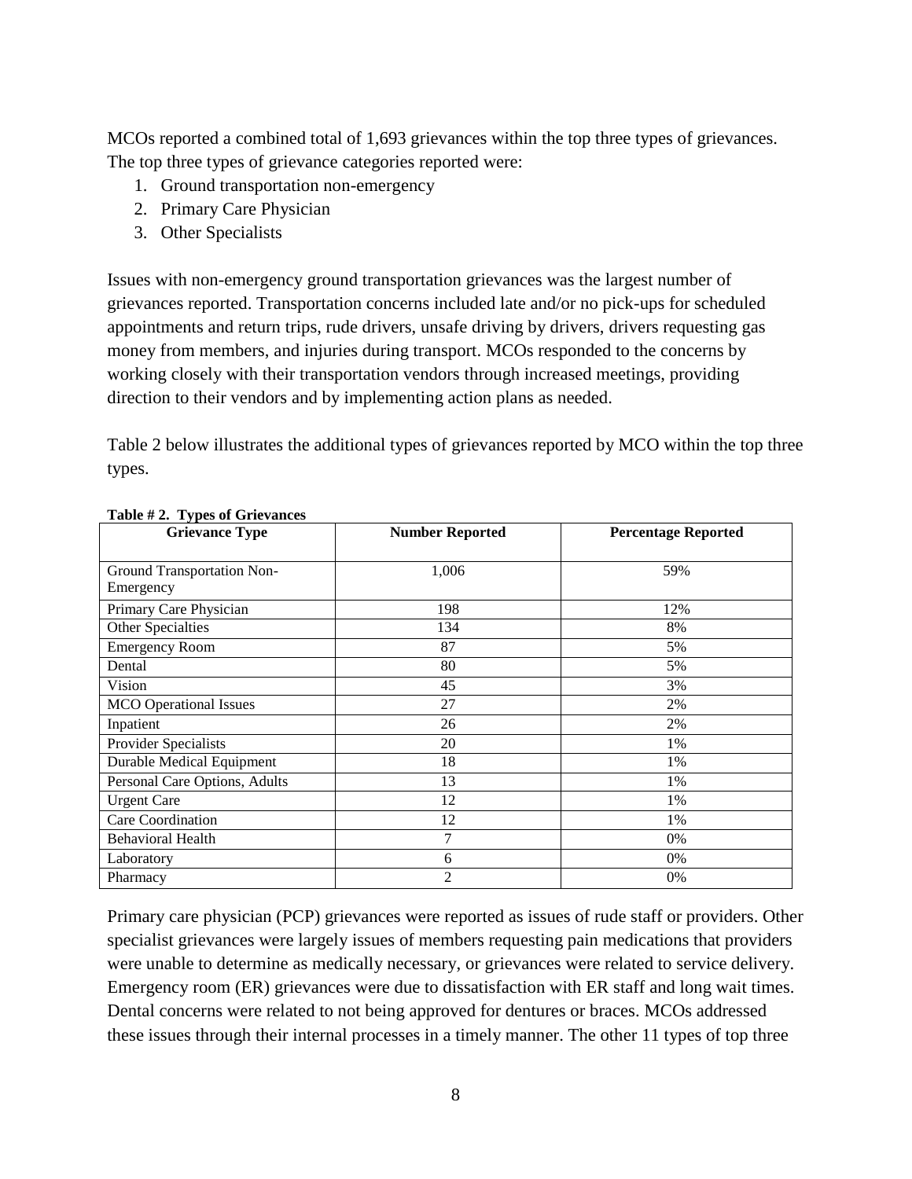MCOs reported a combined total of 1,693 grievances within the top three types of grievances. The top three types of grievance categories reported were:

1. Ground transportation non-emergency
2. Primary Care Physician
3. Other Specialists

Issues with non-emergency ground transportation grievances was the largest number of grievances reported. Transportation concerns included late and/or no pick-ups for scheduled appointments and return trips, rude drivers, unsafe driving by drivers, drivers requesting gas money from members, and injuries during transport. MCOs responded to the concerns by working closely with their transportation vendors through increased meetings, providing direction to their vendors and by implementing action plans as needed.

Table 2 below illustrates the additional types of grievances reported by MCO within the top three types.

**Table # 2. Types of Grievances**

| Grievance Type | Number Reported | Percentage Reported |
|---|---|---|
| Ground Transportation Non-Emergency | 1,006 | 59% |
| Primary Care Physician | 198 | 12% |
| Other Specialties | 134 | 8% |
| Emergency Room | 87 | 5% |
| Dental | 80 | 5% |
| Vision | 45 | 3% |
| MCO Operational Issues | 27 | 2% |
| Inpatient | 26 | 2% |
| Provider Specialists | 20 | 1% |
| Durable Medical Equipment | 18 | 1% |
| Personal Care Options, Adults | 13 | 1% |
| Urgent Care | 12 | 1% |
| Care Coordination | 12 | 1% |
| Behavioral Health | 7 | 0% |
| Laboratory | 6 | 0% |
| Pharmacy | 2 | 0% |

Primary care physician (PCP) grievances were reported as issues of rude staff or providers. Other specialist grievances were largely issues of members requesting pain medications that providers were unable to determine as medically necessary, or grievances were related to service delivery. Emergency room (ER) grievances were due to dissatisfaction with ER staff and long wait times. Dental concerns were related to not being approved for dentures or braces. MCOs addressed these issues through their internal processes in a timely manner. The other 11 types of top three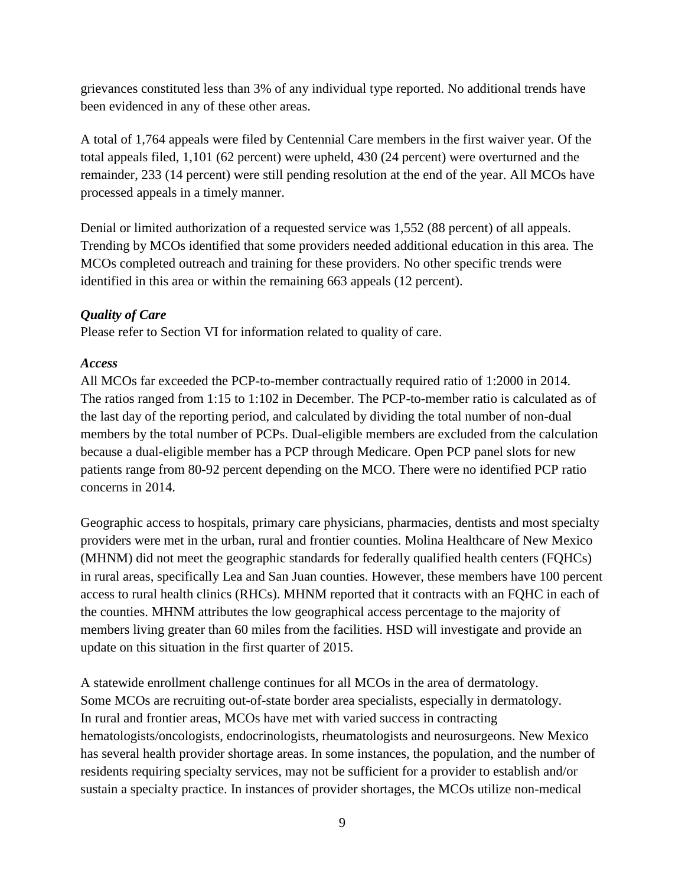grievances constituted less than 3% of any individual type reported. No additional trends have been evidenced in any of these other areas.

A total of 1,764 appeals were filed by Centennial Care members in the first waiver year. Of the total appeals filed, 1,101 (62 percent) were upheld, 430 (24 percent) were overturned and the remainder, 233 (14 percent) were still pending resolution at the end of the year. All MCOs have processed appeals in a timely manner.

Denial or limited authorization of a requested service was 1,552 (88 percent) of all appeals. Trending by MCOs identified that some providers needed additional education in this area. The MCOs completed outreach and training for these providers. No other specific trends were identified in this area or within the remaining 663 appeals (12 percent).

***Quality of Care***

Please refer to Section VI for information related to quality of care.

***Access***

All MCOs far exceeded the PCP-to-member contractually required ratio of 1:2000 in 2014. The ratios ranged from 1:15 to 1:102 in December. The PCP-to-member ratio is calculated as of the last day of the reporting period, and calculated by dividing the total number of non-dual members by the total number of PCPs. Dual-eligible members are excluded from the calculation because a dual-eligible member has a PCP through Medicare. Open PCP panel slots for new patients range from 80-92 percent depending on the MCO. There were no identified PCP ratio concerns in 2014.

Geographic access to hospitals, primary care physicians, pharmacies, dentists and most specialty providers were met in the urban, rural and frontier counties. Molina Healthcare of New Mexico (MHNM) did not meet the geographic standards for federally qualified health centers (FQHCs) in rural areas, specifically Lea and San Juan counties. However, these members have 100 percent access to rural health clinics (RHCs). MHNM reported that it contracts with an FQHC in each of the counties. MHNM attributes the low geographical access percentage to the majority of members living greater than 60 miles from the facilities. HSD will investigate and provide an update on this situation in the first quarter of 2015.

A statewide enrollment challenge continues for all MCOs in the area of dermatology. Some MCOs are recruiting out-of-state border area specialists, especially in dermatology. In rural and frontier areas, MCOs have met with varied success in contracting hematologists/oncologists, endocrinologists, rheumatologists and neurosurgeons. New Mexico has several health provider shortage areas. In some instances, the population, and the number of residents requiring specialty services, may not be sufficient for a provider to establish and/or sustain a specialty practice. In instances of provider shortages, the MCOs utilize non-medical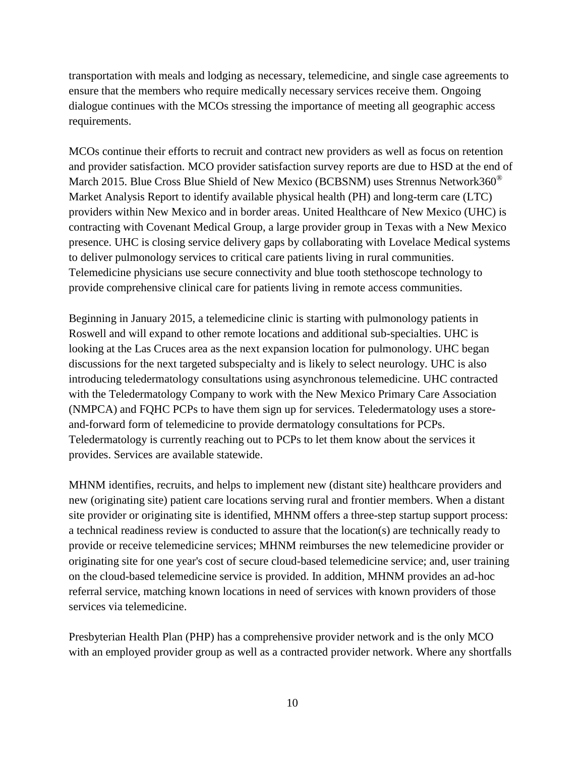transportation with meals and lodging as necessary, telemedicine, and single case agreements to ensure that the members who require medically necessary services receive them. Ongoing dialogue continues with the MCOs stressing the importance of meeting all geographic access requirements.

MCOs continue their efforts to recruit and contract new providers as well as focus on retention and provider satisfaction. MCO provider satisfaction survey reports are due to HSD at the end of March 2015. Blue Cross Blue Shield of New Mexico (BCBSNM) uses Strennus Network360® Market Analysis Report to identify available physical health (PH) and long-term care (LTC) providers within New Mexico and in border areas. United Healthcare of New Mexico (UHC) is contracting with Covenant Medical Group, a large provider group in Texas with a New Mexico presence. UHC is closing service delivery gaps by collaborating with Lovelace Medical systems to deliver pulmonology services to critical care patients living in rural communities. Telemedicine physicians use secure connectivity and blue tooth stethoscope technology to provide comprehensive clinical care for patients living in remote access communities.

Beginning in January 2015, a telemedicine clinic is starting with pulmonology patients in Roswell and will expand to other remote locations and additional sub-specialties. UHC is looking at the Las Cruces area as the next expansion location for pulmonology. UHC began discussions for the next targeted subspecialty and is likely to select neurology. UHC is also introducing teledermatology consultations using asynchronous telemedicine. UHC contracted with the Teledermatology Company to work with the New Mexico Primary Care Association (NMPCA) and FQHC PCPs to have them sign up for services. Teledermatology uses a store-and-forward form of telemedicine to provide dermatology consultations for PCPs. Teledermatology is currently reaching out to PCPs to let them know about the services it provides. Services are available statewide.

MHNM identifies, recruits, and helps to implement new (distant site) healthcare providers and new (originating site) patient care locations serving rural and frontier members. When a distant site provider or originating site is identified, MHNM offers a three-step startup support process: a technical readiness review is conducted to assure that the location(s) are technically ready to provide or receive telemedicine services; MHNM reimburses the new telemedicine provider or originating site for one year's cost of secure cloud-based telemedicine service; and, user training on the cloud-based telemedicine service is provided. In addition, MHNM provides an ad-hoc referral service, matching known locations in need of services with known providers of those services via telemedicine.

Presbyterian Health Plan (PHP) has a comprehensive provider network and is the only MCO with an employed provider group as well as a contracted provider network. Where any shortfalls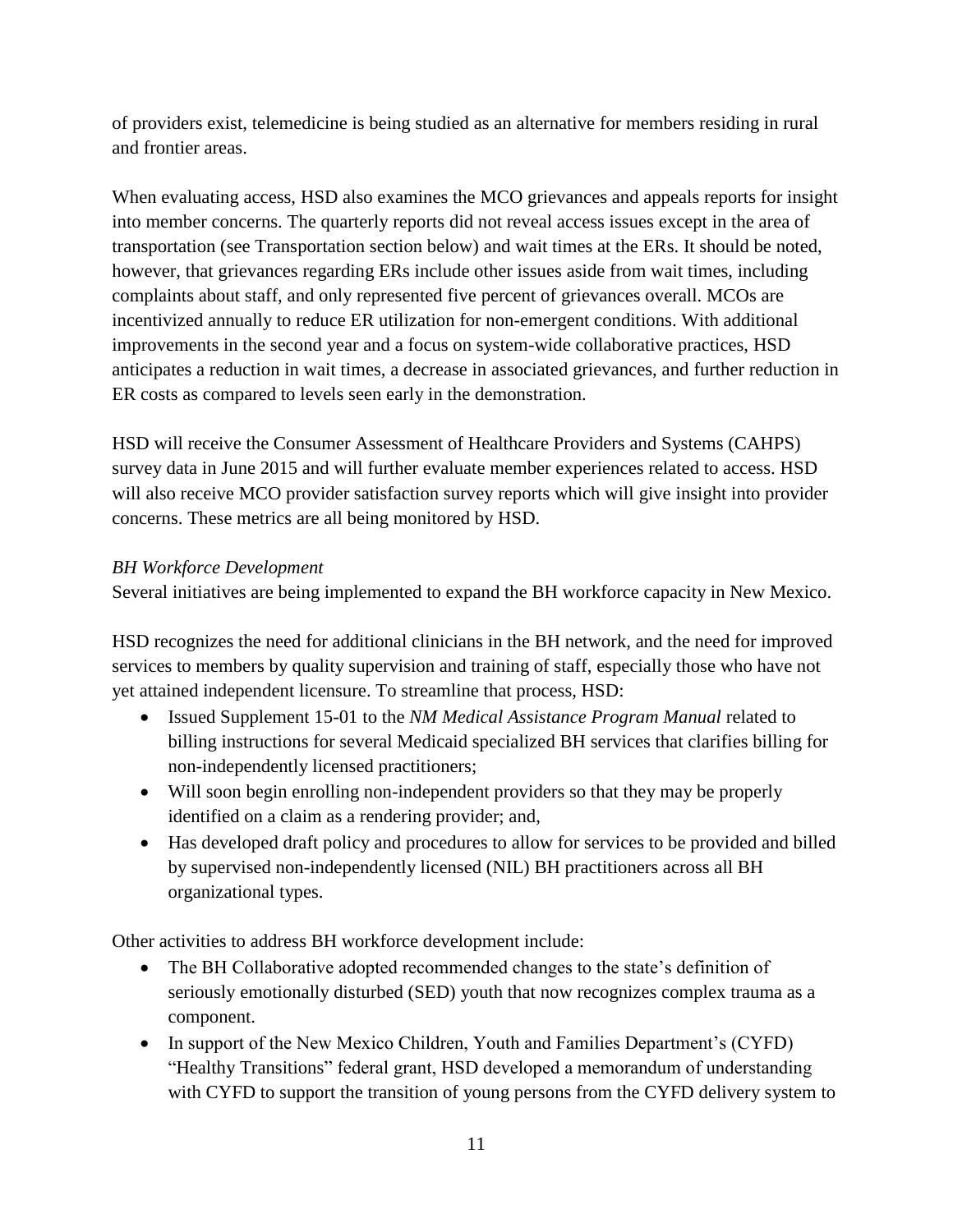of providers exist, telemedicine is being studied as an alternative for members residing in rural and frontier areas.

When evaluating access, HSD also examines the MCO grievances and appeals reports for insight into member concerns. The quarterly reports did not reveal access issues except in the area of transportation (see Transportation section below) and wait times at the ERs. It should be noted, however, that grievances regarding ERs include other issues aside from wait times, including complaints about staff, and only represented five percent of grievances overall. MCOs are incentivized annually to reduce ER utilization for non-emergent conditions. With additional improvements in the second year and a focus on system-wide collaborative practices, HSD anticipates a reduction in wait times, a decrease in associated grievances, and further reduction in ER costs as compared to levels seen early in the demonstration.

HSD will receive the Consumer Assessment of Healthcare Providers and Systems (CAHPS) survey data in June 2015 and will further evaluate member experiences related to access. HSD will also receive MCO provider satisfaction survey reports which will give insight into provider concerns. These metrics are all being monitored by HSD.

*BH Workforce Development*

Several initiatives are being implemented to expand the BH workforce capacity in New Mexico.

HSD recognizes the need for additional clinicians in the BH network, and the need for improved services to members by quality supervision and training of staff, especially those who have not yet attained independent licensure. To streamline that process, HSD:

- Issued Supplement 15-01 to the *NM Medical Assistance Program Manual* related to billing instructions for several Medicaid specialized BH services that clarifies billing for non-independently licensed practitioners;
- Will soon begin enrolling non-independent providers so that they may be properly identified on a claim as a rendering provider; and,
- Has developed draft policy and procedures to allow for services to be provided and billed by supervised non-independently licensed (NIL) BH practitioners across all BH organizational types.

Other activities to address BH workforce development include:

- The BH Collaborative adopted recommended changes to the state's definition of seriously emotionally disturbed (SED) youth that now recognizes complex trauma as a component.
- In support of the New Mexico Children, Youth and Families Department's (CYFD) "Healthy Transitions" federal grant, HSD developed a memorandum of understanding with CYFD to support the transition of young persons from the CYFD delivery system to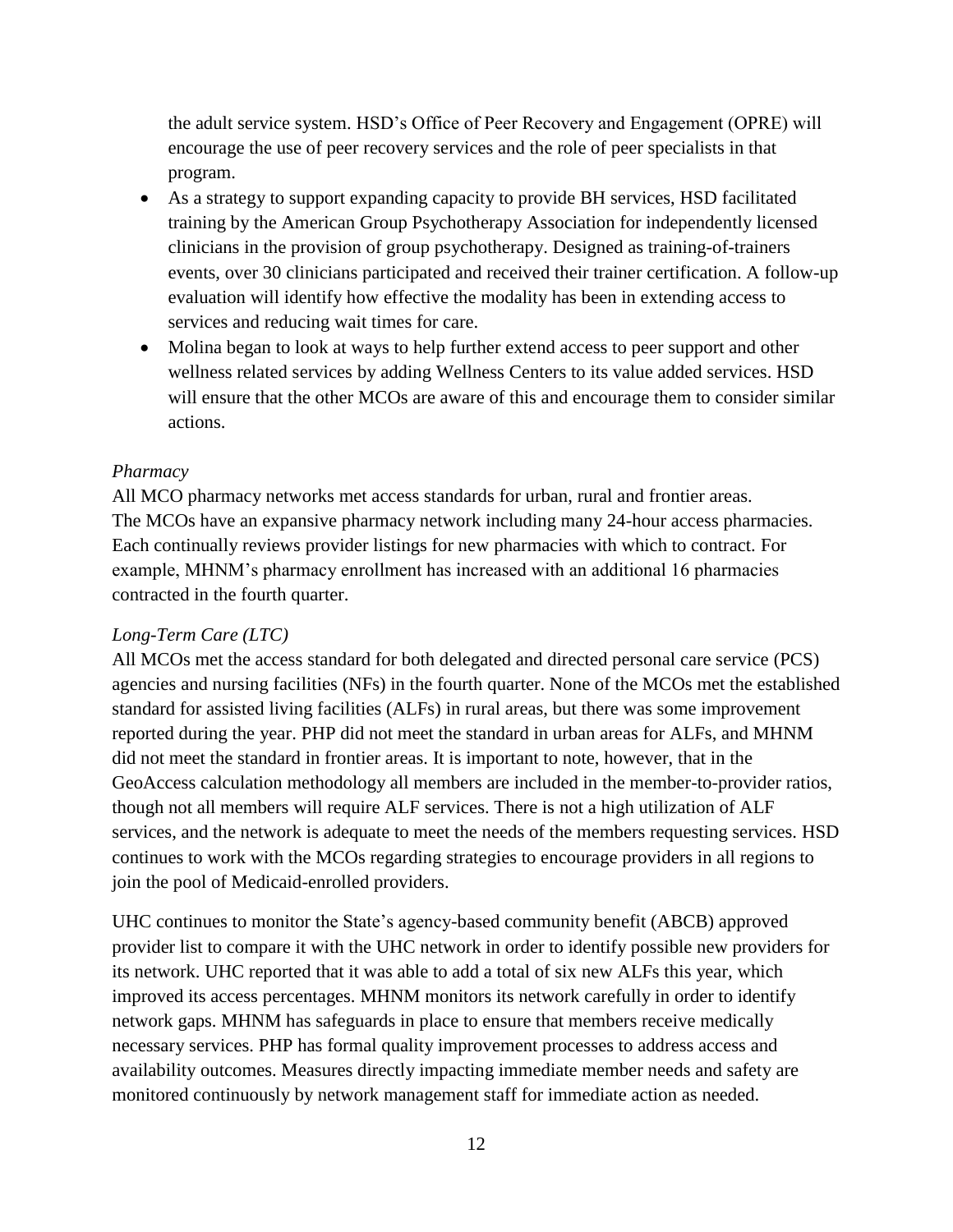the adult service system. HSD's Office of Peer Recovery and Engagement (OPRE) will encourage the use of peer recovery services and the role of peer specialists in that program.

- As a strategy to support expanding capacity to provide BH services, HSD facilitated training by the American Group Psychotherapy Association for independently licensed clinicians in the provision of group psychotherapy. Designed as training-of-trainers events, over 30 clinicians participated and received their trainer certification. A follow-up evaluation will identify how effective the modality has been in extending access to services and reducing wait times for care.
- Molina began to look at ways to help further extend access to peer support and other wellness related services by adding Wellness Centers to its value added services. HSD will ensure that the other MCOs are aware of this and encourage them to consider similar actions.

*Pharmacy*

All MCO pharmacy networks met access standards for urban, rural and frontier areas. The MCOs have an expansive pharmacy network including many 24-hour access pharmacies. Each continually reviews provider listings for new pharmacies with which to contract. For example, MHNM's pharmacy enrollment has increased with an additional 16 pharmacies contracted in the fourth quarter.

*Long-Term Care (LTC)*

All MCOs met the access standard for both delegated and directed personal care service (PCS) agencies and nursing facilities (NFs) in the fourth quarter. None of the MCOs met the established standard for assisted living facilities (ALFs) in rural areas, but there was some improvement reported during the year. PHP did not meet the standard in urban areas for ALFs, and MHNM did not meet the standard in frontier areas. It is important to note, however, that in the GeoAccess calculation methodology all members are included in the member-to-provider ratios, though not all members will require ALF services. There is not a high utilization of ALF services, and the network is adequate to meet the needs of the members requesting services. HSD continues to work with the MCOs regarding strategies to encourage providers in all regions to join the pool of Medicaid-enrolled providers.

UHC continues to monitor the State's agency-based community benefit (ABCB) approved provider list to compare it with the UHC network in order to identify possible new providers for its network. UHC reported that it was able to add a total of six new ALFs this year, which improved its access percentages. MHNM monitors its network carefully in order to identify network gaps. MHNM has safeguards in place to ensure that members receive medically necessary services. PHP has formal quality improvement processes to address access and availability outcomes. Measures directly impacting immediate member needs and safety are monitored continuously by network management staff for immediate action as needed.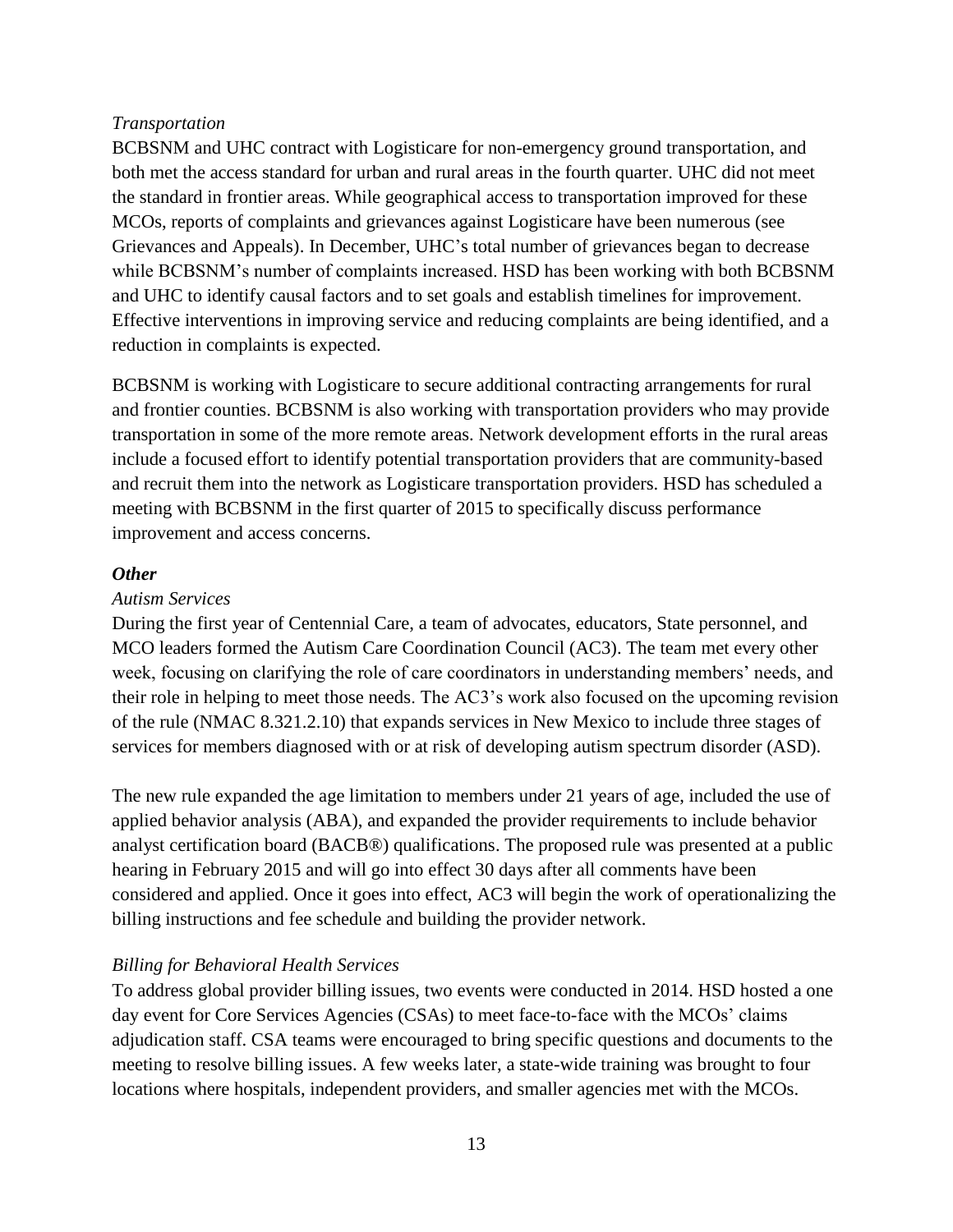*Transportation*

BCBSNM and UHC contract with Logisticare for non-emergency ground transportation, and both met the access standard for urban and rural areas in the fourth quarter. UHC did not meet the standard in frontier areas. While geographical access to transportation improved for these MCOs, reports of complaints and grievances against Logisticare have been numerous (see Grievances and Appeals). In December, UHC's total number of grievances began to decrease while BCBSNM's number of complaints increased. HSD has been working with both BCBSNM and UHC to identify causal factors and to set goals and establish timelines for improvement. Effective interventions in improving service and reducing complaints are being identified, and a reduction in complaints is expected.

BCBSNM is working with Logisticare to secure additional contracting arrangements for rural and frontier counties. BCBSNM is also working with transportation providers who may provide transportation in some of the more remote areas. Network development efforts in the rural areas include a focused effort to identify potential transportation providers that are community-based and recruit them into the network as Logisticare transportation providers. HSD has scheduled a meeting with BCBSNM in the first quarter of 2015 to specifically discuss performance improvement and access concerns.

***Other***

*Autism Services*

During the first year of Centennial Care, a team of advocates, educators, State personnel, and MCO leaders formed the Autism Care Coordination Council (AC3). The team met every other week, focusing on clarifying the role of care coordinators in understanding members' needs, and their role in helping to meet those needs. The AC3's work also focused on the upcoming revision of the rule (NMAC 8.321.2.10) that expands services in New Mexico to include three stages of services for members diagnosed with or at risk of developing autism spectrum disorder (ASD).

The new rule expanded the age limitation to members under 21 years of age, included the use of applied behavior analysis (ABA), and expanded the provider requirements to include behavior analyst certification board (BACB®) qualifications. The proposed rule was presented at a public hearing in February 2015 and will go into effect 30 days after all comments have been considered and applied. Once it goes into effect, AC3 will begin the work of operationalizing the billing instructions and fee schedule and building the provider network.

*Billing for Behavioral Health Services*

To address global provider billing issues, two events were conducted in 2014. HSD hosted a one day event for Core Services Agencies (CSAs) to meet face-to-face with the MCOs' claims adjudication staff. CSA teams were encouraged to bring specific questions and documents to the meeting to resolve billing issues. A few weeks later, a state-wide training was brought to four locations where hospitals, independent providers, and smaller agencies met with the MCOs.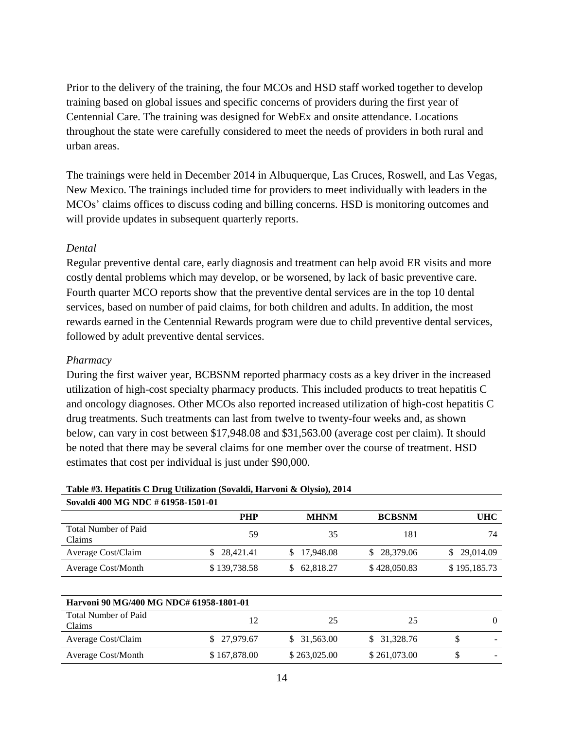Prior to the delivery of the training, the four MCOs and HSD staff worked together to develop training based on global issues and specific concerns of providers during the first year of Centennial Care. The training was designed for WebEx and onsite attendance. Locations throughout the state were carefully considered to meet the needs of providers in both rural and urban areas.

The trainings were held in December 2014 in Albuquerque, Las Cruces, Roswell, and Las Vegas, New Mexico. The trainings included time for providers to meet individually with leaders in the MCOs' claims offices to discuss coding and billing concerns. HSD is monitoring outcomes and will provide updates in subsequent quarterly reports.

*Dental*

Regular preventive dental care, early diagnosis and treatment can help avoid ER visits and more costly dental problems which may develop, or be worsened, by lack of basic preventive care. Fourth quarter MCO reports show that the preventive dental services are in the top 10 dental services, based on number of paid claims, for both children and adults. In addition, the most rewards earned in the Centennial Rewards program were due to child preventive dental services, followed by adult preventive dental services.

*Pharmacy*

During the first waiver year, BCBSNM reported pharmacy costs as a key driver in the increased utilization of high-cost specialty pharmacy products. This included products to treat hepatitis C and oncology diagnoses. Other MCOs also reported increased utilization of high-cost hepatitis C drug treatments. Such treatments can last from twelve to twenty-four weeks and, as shown below, can vary in cost between $17,948.08 and $31,563.00 (average cost per claim). It should be noted that there may be several claims for one member over the course of treatment. HSD estimates that cost per individual is just under $90,000.

**Table #3. Hepatitis C Drug Utilization (Sovaldi, Harvoni & Olysio), 2014**

| **Sovaldi 400 MG NDC # 61958-1501-01** | **PHP** | **MHNM** | **BCBSNM** | **UHC** |
|---|---|---|---|---|
| Total Number of Paid Claims | 59 | 35 | 181 | 74 |
| Average Cost/Claim | $ 28,421.41 | $ 17,948.08 | $ 28,379.06 | $ 29,014.09 |
| Average Cost/Month | $ 139,738.58 | $ 62,818.27 | $ 428,050.83 | $ 195,185.73 |

| **Harvoni 90 MG/400 MG NDC# 61958-1801-01** | | | | |
|---|---|---|---|---|
| Total Number of Paid Claims | 12 | 25 | 25 | 0 |
| Average Cost/Claim | $ 27,979.67 | $ 31,563.00 | $ 31,328.76 | $ - |
| Average Cost/Month | $ 167,878.00 | $ 263,025.00 | $ 261,073.00 | $ - |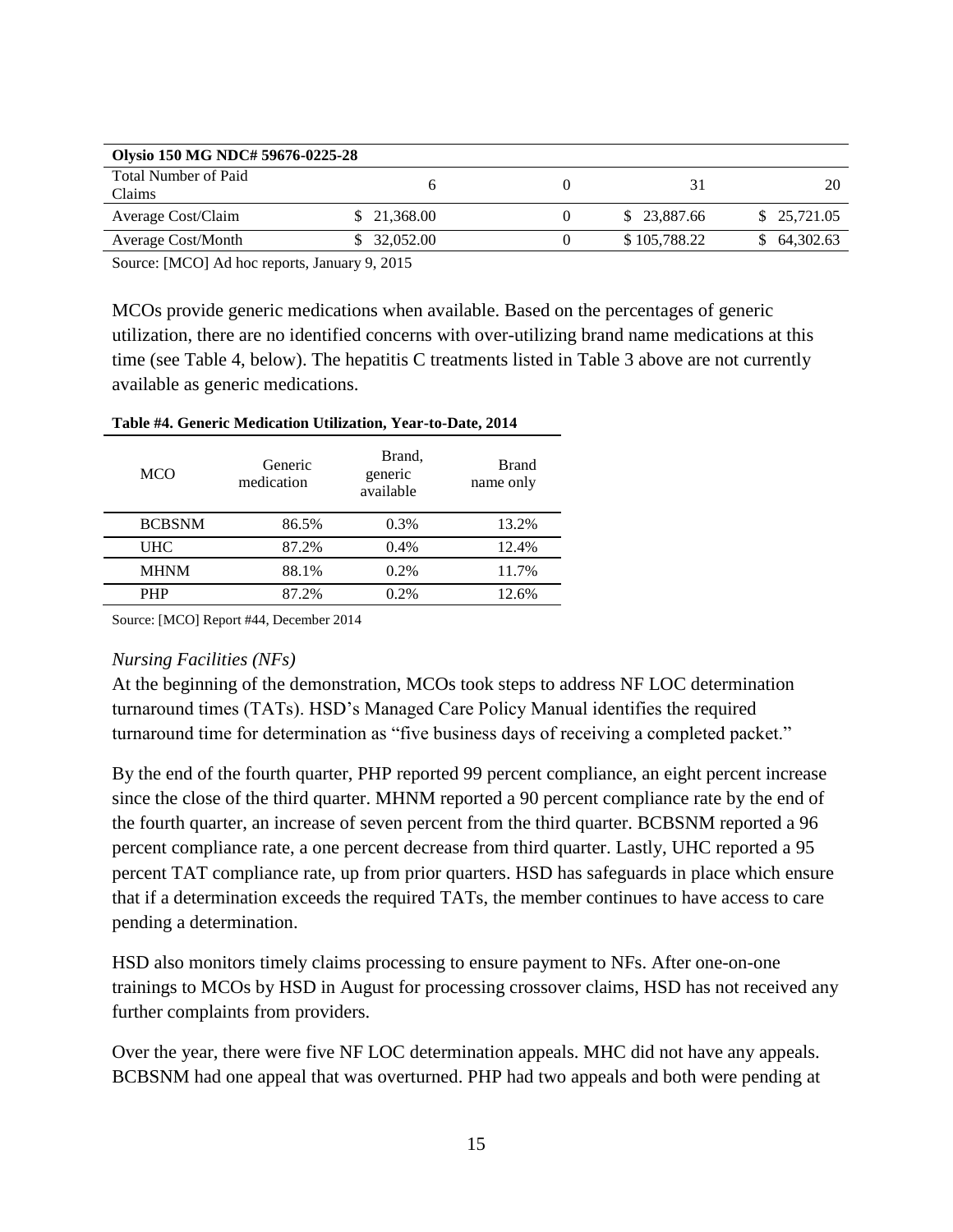| Olysio 150 MG NDC# 59676-0225-28 | | | | |
|---|---|---|---|---|
| Total Number of Paid Claims | 6 | 0 | 31 | 20 |
| Average Cost/Claim | $ 21,368.00 | 0 | $ 23,887.66 | $ 25,721.05 |
| Average Cost/Month | $ 32,052.00 | 0 | $ 105,788.22 | $ 64,302.63 |

Source: [MCO] Ad hoc reports, January 9, 2015

MCOs provide generic medications when available. Based on the percentages of generic utilization, there are no identified concerns with over-utilizing brand name medications at this time (see Table 4, below). The hepatitis C treatments listed in Table 3 above are not currently available as generic medications.

**Table #4. Generic Medication Utilization, Year-to-Date, 2014**

| MCO | Generic medication | Brand, generic available | Brand name only |
|---|---|---|---|
| BCBSNM | 86.5% | 0.3% | 13.2% |
| UHC | 87.2% | 0.4% | 12.4% |
| MHNM | 88.1% | 0.2% | 11.7% |
| PHP | 87.2% | 0.2% | 12.6% |

Source: [MCO] Report #44, December 2014

*Nursing Facilities (NFs)*

At the beginning of the demonstration, MCOs took steps to address NF LOC determination turnaround times (TATs). HSD's Managed Care Policy Manual identifies the required turnaround time for determination as "five business days of receiving a completed packet."

By the end of the fourth quarter, PHP reported 99 percent compliance, an eight percent increase since the close of the third quarter. MHNM reported a 90 percent compliance rate by the end of the fourth quarter, an increase of seven percent from the third quarter. BCBSNM reported a 96 percent compliance rate, a one percent decrease from third quarter. Lastly, UHC reported a 95 percent TAT compliance rate, up from prior quarters. HSD has safeguards in place which ensure that if a determination exceeds the required TATs, the member continues to have access to care pending a determination.

HSD also monitors timely claims processing to ensure payment to NFs. After one-on-one trainings to MCOs by HSD in August for processing crossover claims, HSD has not received any further complaints from providers.

Over the year, there were five NF LOC determination appeals. MHC did not have any appeals. BCBSNM had one appeal that was overturned. PHP had two appeals and both were pending at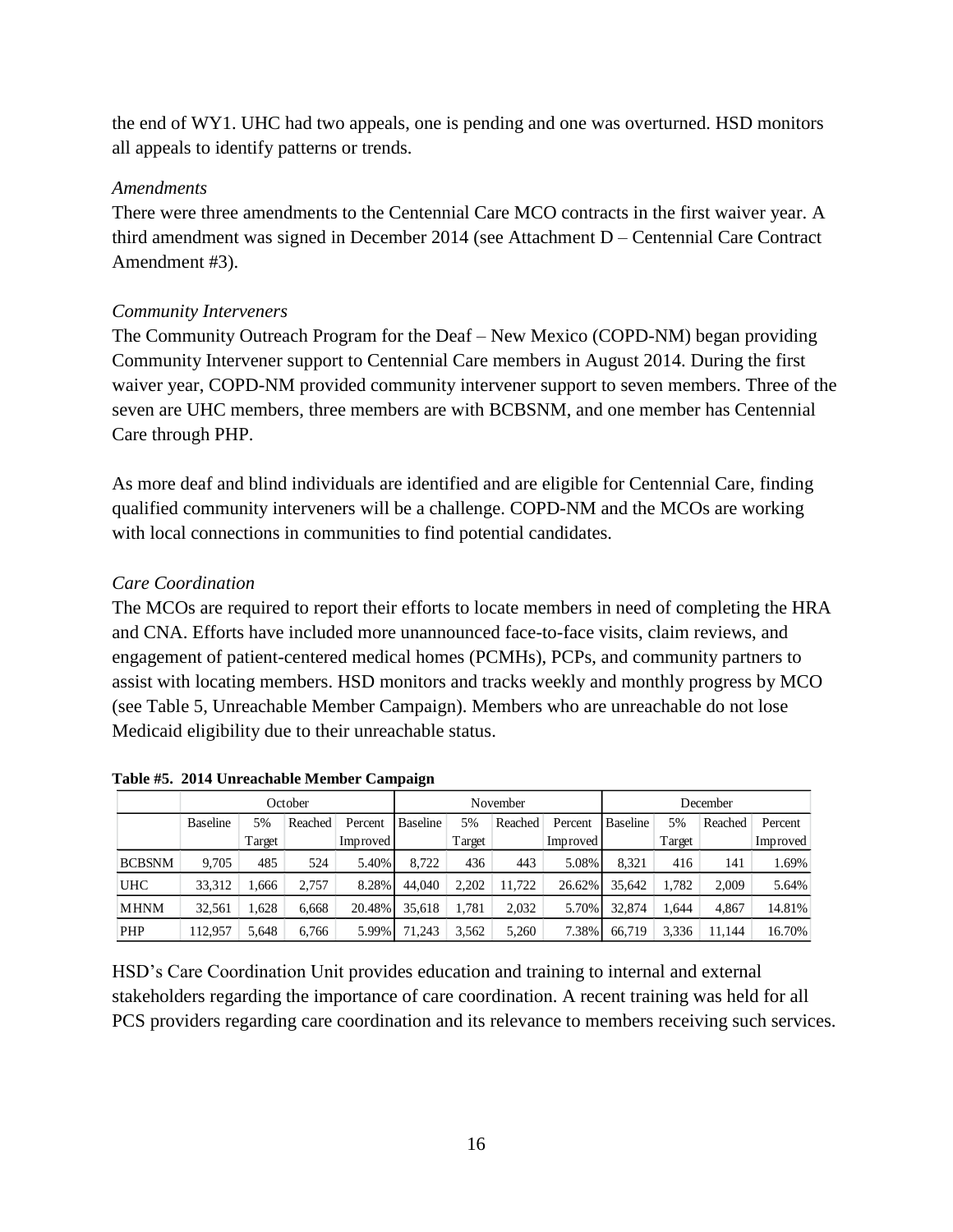the end of WY1. UHC had two appeals, one is pending and one was overturned. HSD monitors all appeals to identify patterns or trends.

*Amendments*

There were three amendments to the Centennial Care MCO contracts in the first waiver year. A third amendment was signed in December 2014 (see Attachment D – Centennial Care Contract Amendment #3).

*Community Interveners*

The Community Outreach Program for the Deaf – New Mexico (COPD-NM) began providing Community Intervener support to Centennial Care members in August 2014. During the first waiver year, COPD-NM provided community intervener support to seven members. Three of the seven are UHC members, three members are with BCBSNM, and one member has Centennial Care through PHP.

As more deaf and blind individuals are identified and are eligible for Centennial Care, finding qualified community interveners will be a challenge. COPD-NM and the MCOs are working with local connections in communities to find potential candidates.

*Care Coordination*

The MCOs are required to report their efforts to locate members in need of completing the HRA and CNA. Efforts have included more unannounced face-to-face visits, claim reviews, and engagement of patient-centered medical homes (PCMHs), PCPs, and community partners to assist with locating members. HSD monitors and tracks weekly and monthly progress by MCO (see Table 5, Unreachable Member Campaign). Members who are unreachable do not lose Medicaid eligibility due to their unreachable status.

**Table #5. 2014 Unreachable Member Campaign**

| | October | | | | November | | | | December | | | |
|---|---|---|---|---|---|---|---|---|---|---|---|---|
| | Baseline | 5% Target | Reached | Percent Improved | Baseline | 5% Target | Reached | Percent Improved | Baseline | 5% Target | Reached | Percent Improved |
| BCBSNM | 9,705 | 485 | 524 | 5.40% | 8,722 | 436 | 443 | 5.08% | 8,321 | 416 | 141 | 1.69% |
| UHC | 33,312 | 1,666 | 2,757 | 8.28% | 44,040 | 2,202 | 11,722 | 26.62% | 35,642 | 1,782 | 2,009 | 5.64% |
| MHNM | 32,561 | 1,628 | 6,668 | 20.48% | 35,618 | 1,781 | 2,032 | 5.70% | 32,874 | 1,644 | 4,867 | 14.81% |
| PHP | 112,957 | 5,648 | 6,766 | 5.99% | 71,243 | 3,562 | 5,260 | 7.38% | 66,719 | 3,336 | 11,144 | 16.70% |

HSD's Care Coordination Unit provides education and training to internal and external stakeholders regarding the importance of care coordination. A recent training was held for all PCS providers regarding care coordination and its relevance to members receiving such services.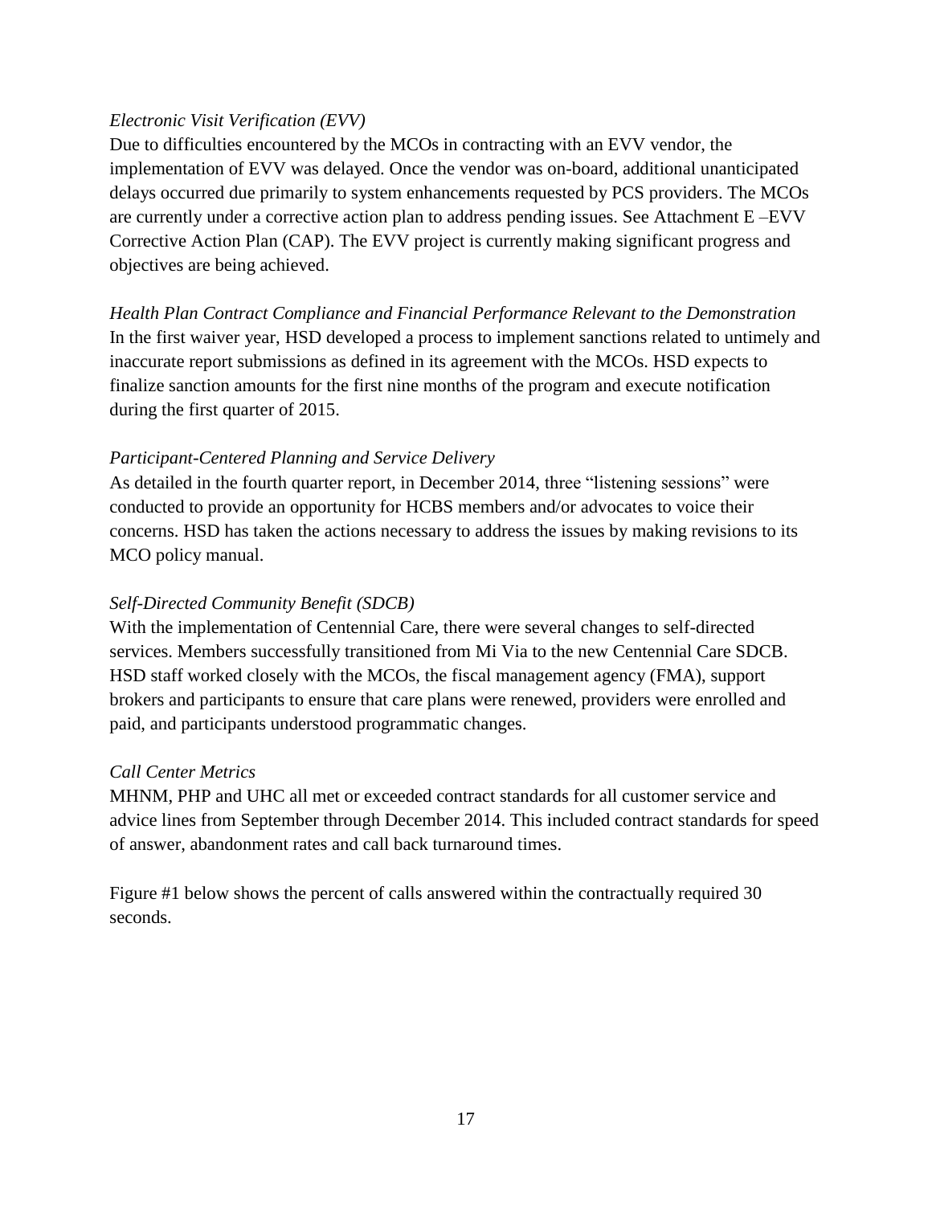*Electronic Visit Verification (EVV)*

Due to difficulties encountered by the MCOs in contracting with an EVV vendor, the implementation of EVV was delayed. Once the vendor was on-board, additional unanticipated delays occurred due primarily to system enhancements requested by PCS providers. The MCOs are currently under a corrective action plan to address pending issues. See Attachment E –EVV Corrective Action Plan (CAP). The EVV project is currently making significant progress and objectives are being achieved.

*Health Plan Contract Compliance and Financial Performance Relevant to the Demonstration*

In the first waiver year, HSD developed a process to implement sanctions related to untimely and inaccurate report submissions as defined in its agreement with the MCOs. HSD expects to finalize sanction amounts for the first nine months of the program and execute notification during the first quarter of 2015.

*Participant-Centered Planning and Service Delivery*

As detailed in the fourth quarter report, in December 2014, three "listening sessions" were conducted to provide an opportunity for HCBS members and/or advocates to voice their concerns. HSD has taken the actions necessary to address the issues by making revisions to its MCO policy manual.

*Self-Directed Community Benefit (SDCB)*

With the implementation of Centennial Care, there were several changes to self-directed services. Members successfully transitioned from Mi Via to the new Centennial Care SDCB. HSD staff worked closely with the MCOs, the fiscal management agency (FMA), support brokers and participants to ensure that care plans were renewed, providers were enrolled and paid, and participants understood programmatic changes.

*Call Center Metrics*

MHNM, PHP and UHC all met or exceeded contract standards for all customer service and advice lines from September through December 2014. This included contract standards for speed of answer, abandonment rates and call back turnaround times.

Figure #1 below shows the percent of calls answered within the contractually required 30 seconds.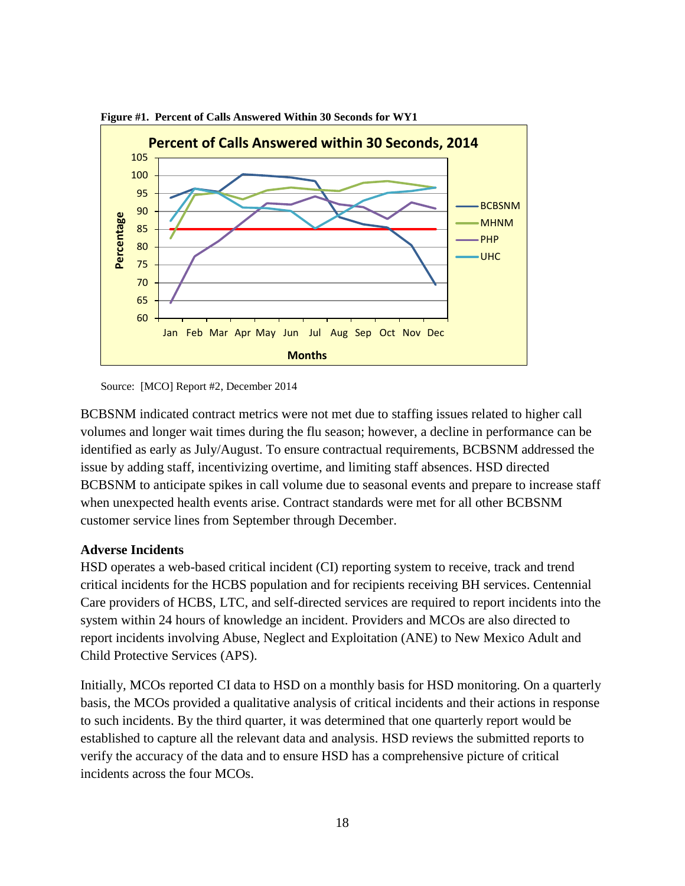**Figure #1. Percent of Calls Answered Within 30 Seconds for WY1**

Source: [MCO] Report #2, December 2014

BCBSNM indicated contract metrics were not met due to staffing issues related to higher call volumes and longer wait times during the flu season; however, a decline in performance can be identified as early as July/August. To ensure contractual requirements, BCBSNM addressed the issue by adding staff, incentivizing overtime, and limiting staff absences. HSD directed BCBSNM to anticipate spikes in call volume due to seasonal events and prepare to increase staff when unexpected health events arise. Contract standards were met for all other BCBSNM customer service lines from September through December.

**Adverse Incidents**

HSD operates a web-based critical incident (CI) reporting system to receive, track and trend critical incidents for the HCBS population and for recipients receiving BH services. Centennial Care providers of HCBS, LTC, and self-directed services are required to report incidents into the system within 24 hours of knowledge an incident. Providers and MCOs are also directed to report incidents involving Abuse, Neglect and Exploitation (ANE) to New Mexico Adult and Child Protective Services (APS).

Initially, MCOs reported CI data to HSD on a monthly basis for HSD monitoring. On a quarterly basis, the MCOs provided a qualitative analysis of critical incidents and their actions in response to such incidents. By the third quarter, it was determined that one quarterly report would be established to capture all the relevant data and analysis. HSD reviews the submitted reports to verify the accuracy of the data and to ensure HSD has a comprehensive picture of critical incidents across the four MCOs.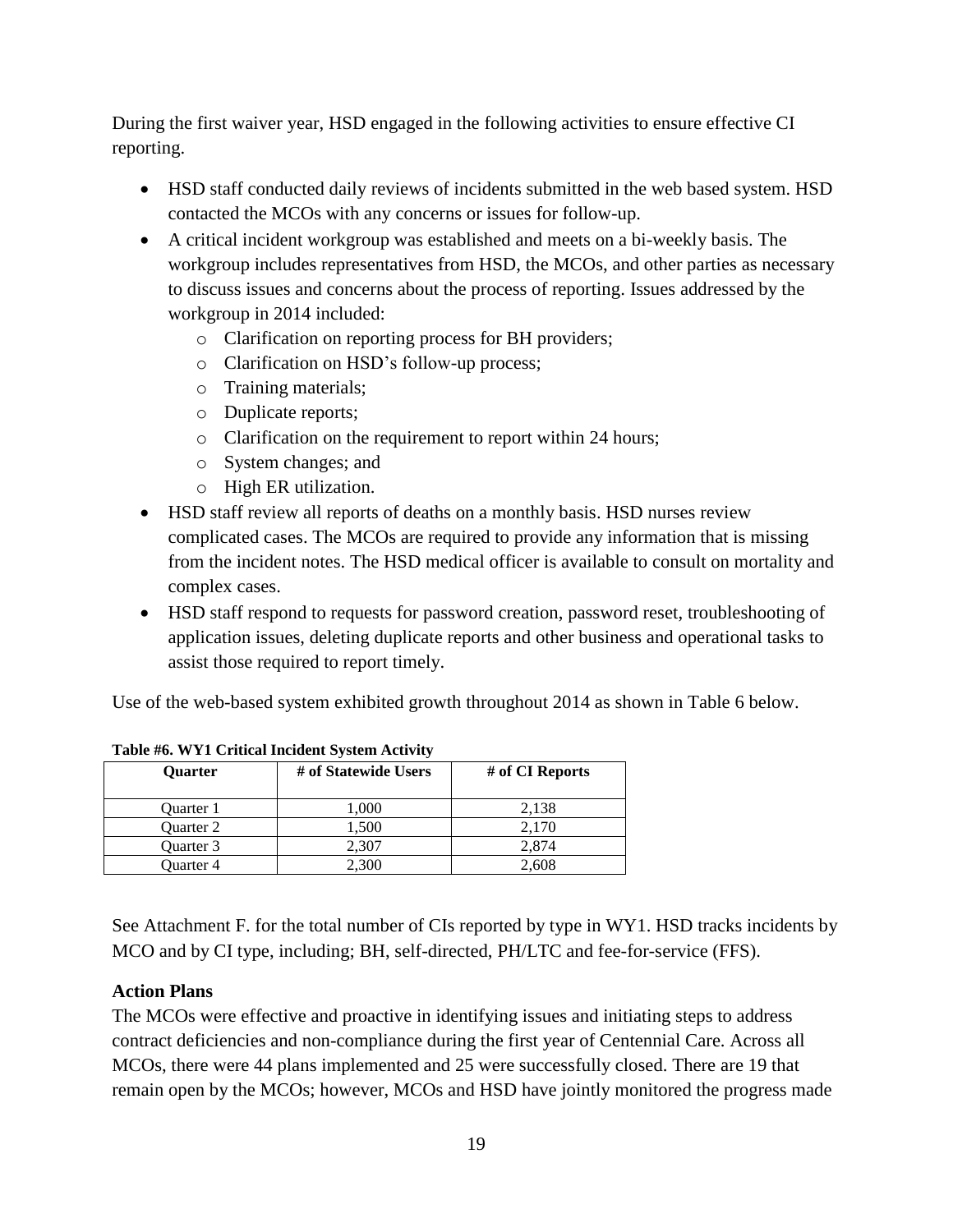During the first waiver year, HSD engaged in the following activities to ensure effective CI reporting.

- HSD staff conducted daily reviews of incidents submitted in the web based system. HSD contacted the MCOs with any concerns or issues for follow-up.
- A critical incident workgroup was established and meets on a bi-weekly basis. The workgroup includes representatives from HSD, the MCOs, and other parties as necessary to discuss issues and concerns about the process of reporting. Issues addressed by the workgroup in 2014 included:
  - Clarification on reporting process for BH providers;
  - Clarification on HSD's follow-up process;
  - Training materials;
  - Duplicate reports;
  - Clarification on the requirement to report within 24 hours;
  - System changes; and
  - High ER utilization.
- HSD staff review all reports of deaths on a monthly basis. HSD nurses review complicated cases. The MCOs are required to provide any information that is missing from the incident notes. The HSD medical officer is available to consult on mortality and complex cases.
- HSD staff respond to requests for password creation, password reset, troubleshooting of application issues, deleting duplicate reports and other business and operational tasks to assist those required to report timely.

Use of the web-based system exhibited growth throughout 2014 as shown in Table 6 below.

**Table #6. WY1 Critical Incident System Activity**

| Quarter | # of Statewide Users | # of CI Reports |
|---|---|---|
| Quarter 1 | 1,000 | 2,138 |
| Quarter 2 | 1,500 | 2,170 |
| Quarter 3 | 2,307 | 2,874 |
| Quarter 4 | 2,300 | 2,608 |

See Attachment F. for the total number of CIs reported by type in WY1. HSD tracks incidents by MCO and by CI type, including; BH, self-directed, PH/LTC and fee-for-service (FFS).

### Action Plans

The MCOs were effective and proactive in identifying issues and initiating steps to address contract deficiencies and non-compliance during the first year of Centennial Care. Across all MCOs, there were 44 plans implemented and 25 were successfully closed. There are 19 that remain open by the MCOs; however, MCOs and HSD have jointly monitored the progress made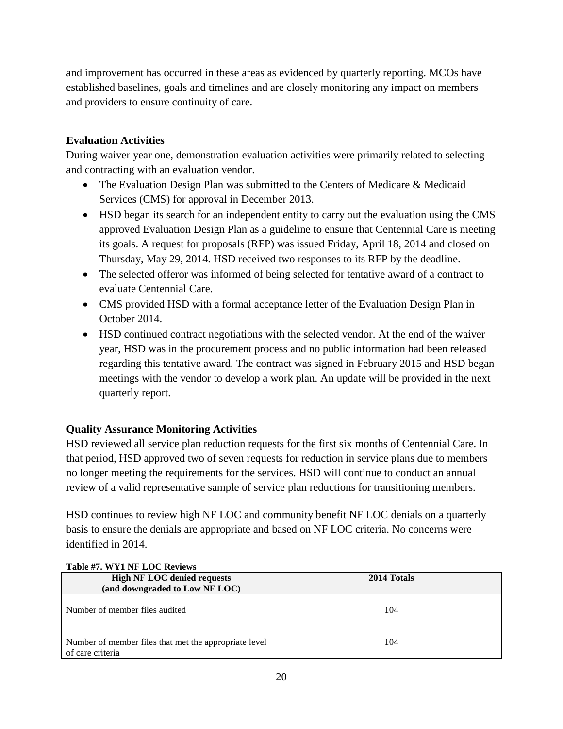and improvement has occurred in these areas as evidenced by quarterly reporting. MCOs have established baselines, goals and timelines and are closely monitoring any impact on members and providers to ensure continuity of care.

**Evaluation Activities**

During waiver year one, demonstration evaluation activities were primarily related to selecting and contracting with an evaluation vendor.

- The Evaluation Design Plan was submitted to the Centers of Medicare & Medicaid Services (CMS) for approval in December 2013.
- HSD began its search for an independent entity to carry out the evaluation using the CMS approved Evaluation Design Plan as a guideline to ensure that Centennial Care is meeting its goals. A request for proposals (RFP) was issued Friday, April 18, 2014 and closed on Thursday, May 29, 2014. HSD received two responses to its RFP by the deadline.
- The selected offeror was informed of being selected for tentative award of a contract to evaluate Centennial Care.
- CMS provided HSD with a formal acceptance letter of the Evaluation Design Plan in October 2014.
- HSD continued contract negotiations with the selected vendor. At the end of the waiver year, HSD was in the procurement process and no public information had been released regarding this tentative award. The contract was signed in February 2015 and HSD began meetings with the vendor to develop a work plan. An update will be provided in the next quarterly report.

**Quality Assurance Monitoring Activities**

HSD reviewed all service plan reduction requests for the first six months of Centennial Care. In that period, HSD approved two of seven requests for reduction in service plans due to members no longer meeting the requirements for the services. HSD will continue to conduct an annual review of a valid representative sample of service plan reductions for transitioning members.

HSD continues to review high NF LOC and community benefit NF LOC denials on a quarterly basis to ensure the denials are appropriate and based on NF LOC criteria. No concerns were identified in 2014.

**Table #7. WY1 NF LOC Reviews**

| High NF LOC denied requests (and downgraded to Low NF LOC) | 2014 Totals |
|---|---|
| Number of member files audited | 104 |
| Number of member files that met the appropriate level of care criteria | 104 |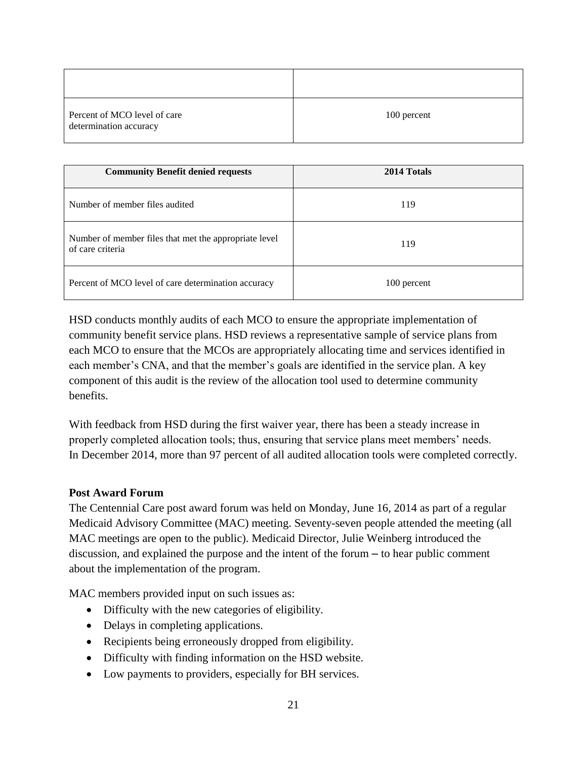| | |
|---|---|
| Percent of MCO level of care determination accuracy | 100 percent |

| Community Benefit denied requests | 2014 Totals |
|---|---|
| Number of member files audited | 119 |
| Number of member files that met the appropriate level of care criteria | 119 |
| Percent of MCO level of care determination accuracy | 100 percent |

HSD conducts monthly audits of each MCO to ensure the appropriate implementation of community benefit service plans. HSD reviews a representative sample of service plans from each MCO to ensure that the MCOs are appropriately allocating time and services identified in each member's CNA, and that the member's goals are identified in the service plan. A key component of this audit is the review of the allocation tool used to determine community benefits.

With feedback from HSD during the first waiver year, there has been a steady increase in properly completed allocation tools; thus, ensuring that service plans meet members' needs. In December 2014, more than 97 percent of all audited allocation tools were completed correctly.

**Post Award Forum**

The Centennial Care post award forum was held on Monday, June 16, 2014 as part of a regular Medicaid Advisory Committee (MAC) meeting. Seventy-seven people attended the meeting (all MAC meetings are open to the public). Medicaid Director, Julie Weinberg introduced the discussion, and explained the purpose and the intent of the forum – to hear public comment about the implementation of the program.

MAC members provided input on such issues as:

- Difficulty with the new categories of eligibility.
- Delays in completing applications.
- Recipients being erroneously dropped from eligibility.
- Difficulty with finding information on the HSD website.
- Low payments to providers, especially for BH services.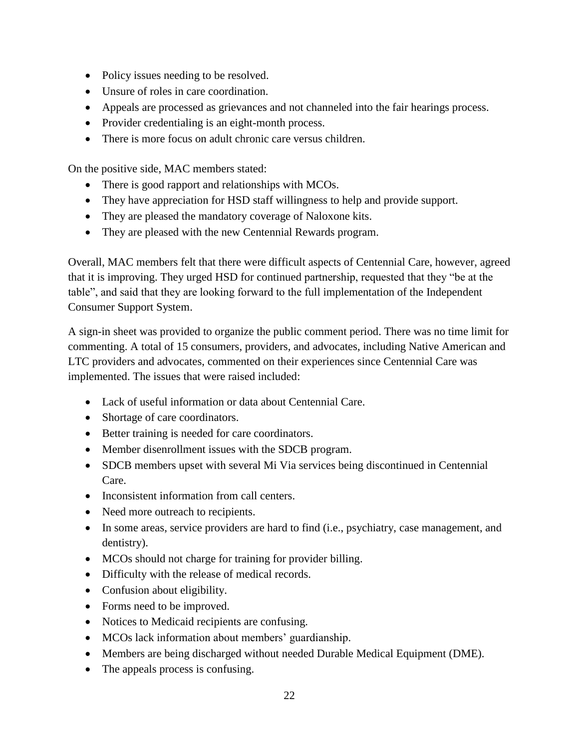- Policy issues needing to be resolved.
- Unsure of roles in care coordination.
- Appeals are processed as grievances and not channeled into the fair hearings process.
- Provider credentialing is an eight-month process.
- There is more focus on adult chronic care versus children.

On the positive side, MAC members stated:

- There is good rapport and relationships with MCOs.
- They have appreciation for HSD staff willingness to help and provide support.
- They are pleased the mandatory coverage of Naloxone kits.
- They are pleased with the new Centennial Rewards program.

Overall, MAC members felt that there were difficult aspects of Centennial Care, however, agreed that it is improving. They urged HSD for continued partnership, requested that they "be at the table", and said that they are looking forward to the full implementation of the Independent Consumer Support System.

A sign-in sheet was provided to organize the public comment period. There was no time limit for commenting. A total of 15 consumers, providers, and advocates, including Native American and LTC providers and advocates, commented on their experiences since Centennial Care was implemented. The issues that were raised included:

- Lack of useful information or data about Centennial Care.
- Shortage of care coordinators.
- Better training is needed for care coordinators.
- Member disenrollment issues with the SDCB program.
- SDCB members upset with several Mi Via services being discontinued in Centennial Care.
- Inconsistent information from call centers.
- Need more outreach to recipients.
- In some areas, service providers are hard to find (i.e., psychiatry, case management, and dentistry).
- MCOs should not charge for training for provider billing.
- Difficulty with the release of medical records.
- Confusion about eligibility.
- Forms need to be improved.
- Notices to Medicaid recipients are confusing.
- MCOs lack information about members' guardianship.
- Members are being discharged without needed Durable Medical Equipment (DME).
- The appeals process is confusing.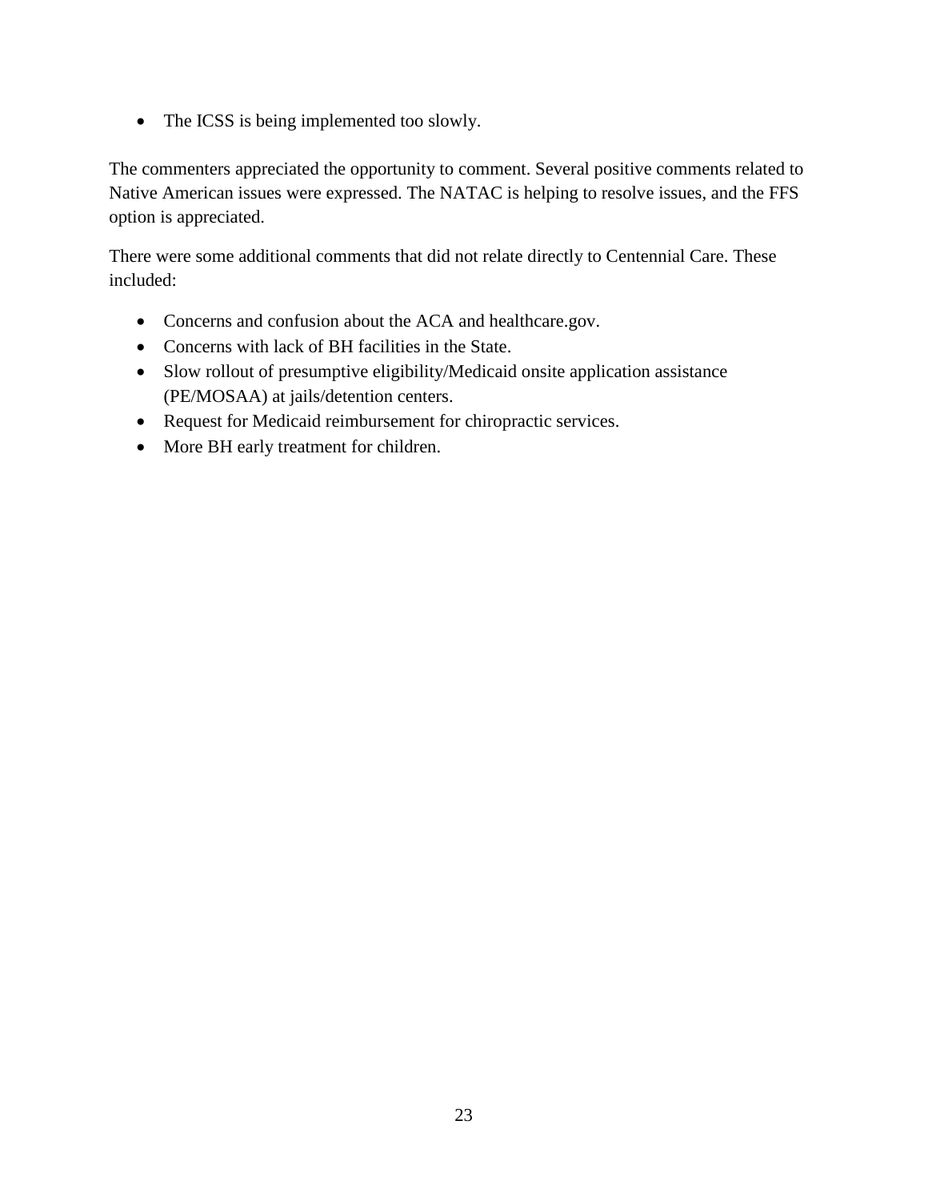- The ICSS is being implemented too slowly.

The commenters appreciated the opportunity to comment. Several positive comments related to Native American issues were expressed. The NATAC is helping to resolve issues, and the FFS option is appreciated.

There were some additional comments that did not relate directly to Centennial Care. These included:

- Concerns and confusion about the ACA and healthcare.gov.
- Concerns with lack of BH facilities in the State.
- Slow rollout of presumptive eligibility/Medicaid onsite application assistance (PE/MOSAA) at jails/detention centers.
- Request for Medicaid reimbursement for chiropractic services.
- More BH early treatment for children.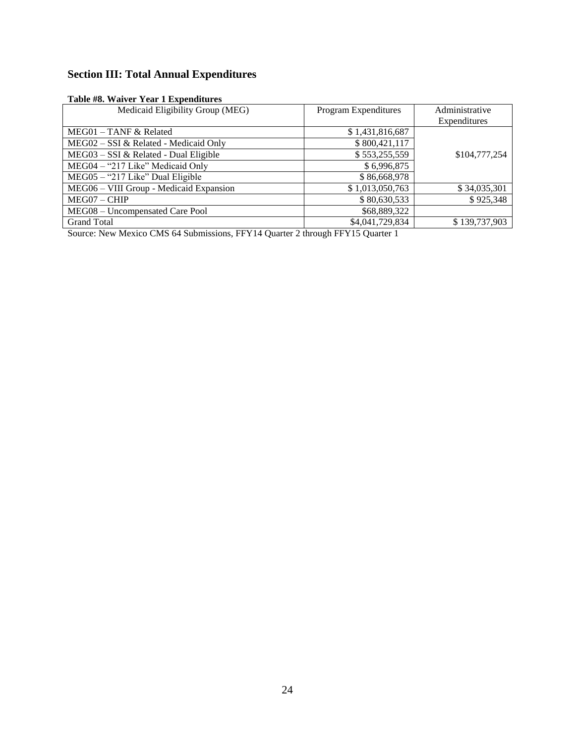## Section III: Total Annual Expenditures

**Table #8. Waiver Year 1 Expenditures**

| Medicaid Eligibility Group (MEG) | Program Expenditures | Administrative Expenditures |
|---|---|---|
| MEG01 – TANF & Related | $ 1,431,816,687 | $104,777,254 |
| MEG02 – SSI & Related - Medicaid Only | $ 800,421,117 | |
| MEG03 – SSI & Related - Dual Eligible | $ 553,255,559 | |
| MEG04 – "217 Like" Medicaid Only | $ 6,996,875 | |
| MEG05 – "217 Like" Dual Eligible | $ 86,668,978 | |
| MEG06 – VIII Group - Medicaid Expansion | $ 1,013,050,763 | $ 34,035,301 |
| MEG07 – CHIP | $ 80,630,533 | $ 925,348 |
| MEG08 – Uncompensated Care Pool | $68,889,322 | |
| Grand Total | $4,041,729,834 | $ 139,737,903 |

Source: New Mexico CMS 64 Submissions, FFY14 Quarter 2 through FFY15 Quarter 1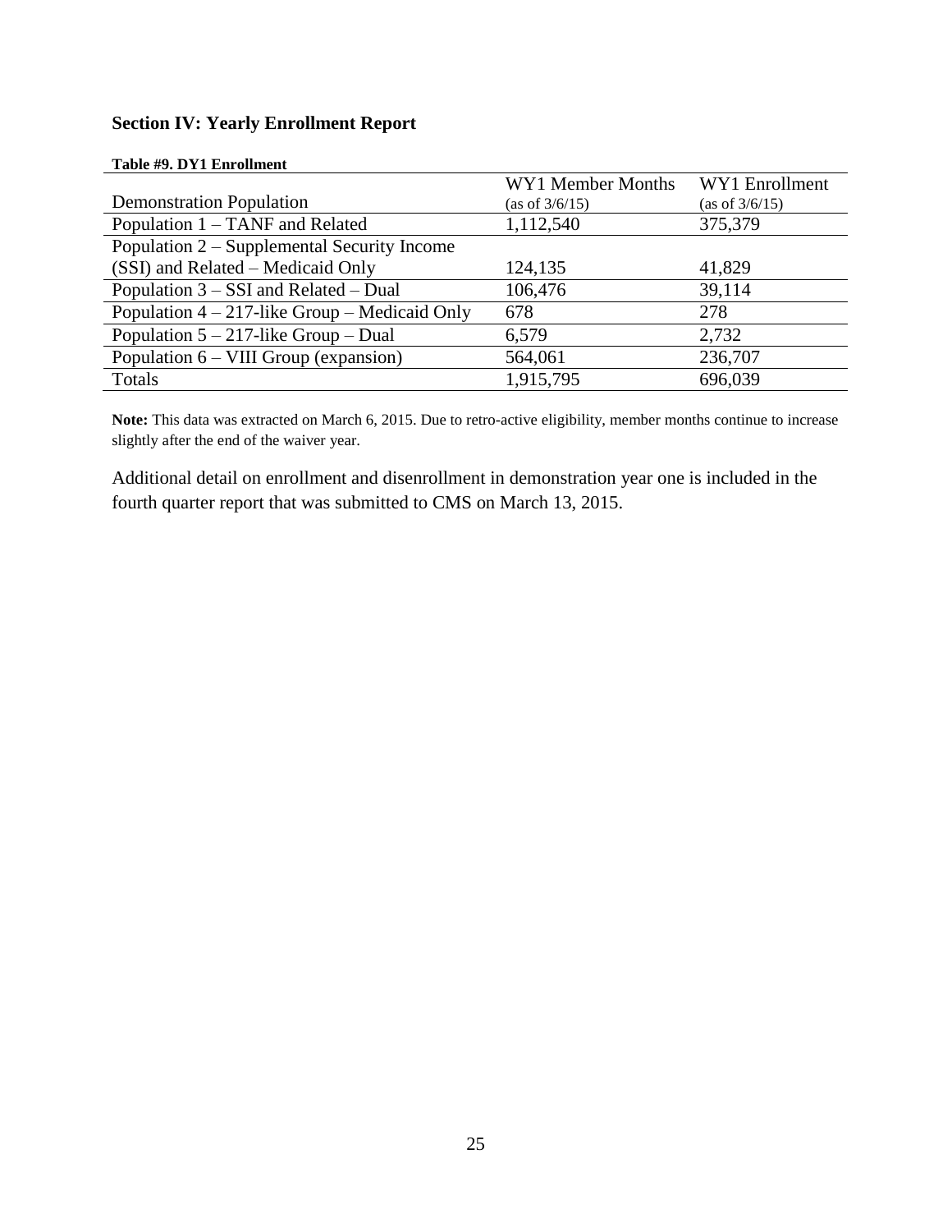## Section IV: Yearly Enrollment Report

**Table #9. DY1 Enrollment**

| Demonstration Population | WY1 Member Months (as of 3/6/15) | WY1 Enrollment (as of 3/6/15) |
|---|---|---|
| Population 1 – TANF and Related | 1,112,540 | 375,379 |
| Population 2 – Supplemental Security Income (SSI) and Related – Medicaid Only | 124,135 | 41,829 |
| Population 3 – SSI and Related – Dual | 106,476 | 39,114 |
| Population 4 – 217-like Group – Medicaid Only | 678 | 278 |
| Population 5 – 217-like Group – Dual | 6,579 | 2,732 |
| Population 6 – VIII Group (expansion) | 564,061 | 236,707 |
| Totals | 1,915,795 | 696,039 |

**Note:** This data was extracted on March 6, 2015. Due to retro-active eligibility, member months continue to increase slightly after the end of the waiver year.

Additional detail on enrollment and disenrollment in demonstration year one is included in the fourth quarter report that was submitted to CMS on March 13, 2015.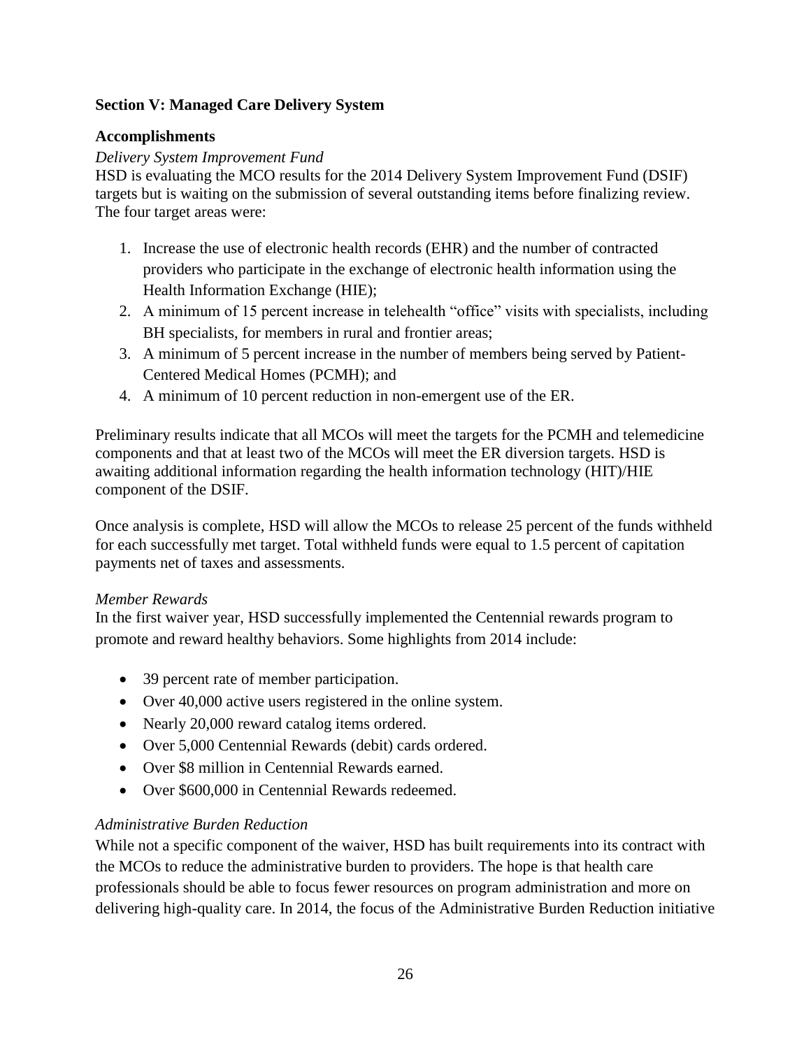## Section V: Managed Care Delivery System

### Accomplishments

*Delivery System Improvement Fund*

HSD is evaluating the MCO results for the 2014 Delivery System Improvement Fund (DSIF) targets but is waiting on the submission of several outstanding items before finalizing review. The four target areas were:

1. Increase the use of electronic health records (EHR) and the number of contracted providers who participate in the exchange of electronic health information using the Health Information Exchange (HIE);
2. A minimum of 15 percent increase in telehealth "office" visits with specialists, including BH specialists, for members in rural and frontier areas;
3. A minimum of 5 percent increase in the number of members being served by Patient-Centered Medical Homes (PCMH); and
4. A minimum of 10 percent reduction in non-emergent use of the ER.

Preliminary results indicate that all MCOs will meet the targets for the PCMH and telemedicine components and that at least two of the MCOs will meet the ER diversion targets. HSD is awaiting additional information regarding the health information technology (HIT)/HIE component of the DSIF.

Once analysis is complete, HSD will allow the MCOs to release 25 percent of the funds withheld for each successfully met target. Total withheld funds were equal to 1.5 percent of capitation payments net of taxes and assessments.

*Member Rewards*

In the first waiver year, HSD successfully implemented the Centennial rewards program to promote and reward healthy behaviors. Some highlights from 2014 include:

- 39 percent rate of member participation.
- Over 40,000 active users registered in the online system.
- Nearly 20,000 reward catalog items ordered.
- Over 5,000 Centennial Rewards (debit) cards ordered.
- Over $8 million in Centennial Rewards earned.
- Over $600,000 in Centennial Rewards redeemed.

*Administrative Burden Reduction*

While not a specific component of the waiver, HSD has built requirements into its contract with the MCOs to reduce the administrative burden to providers. The hope is that health care professionals should be able to focus fewer resources on program administration and more on delivering high-quality care. In 2014, the focus of the Administrative Burden Reduction initiative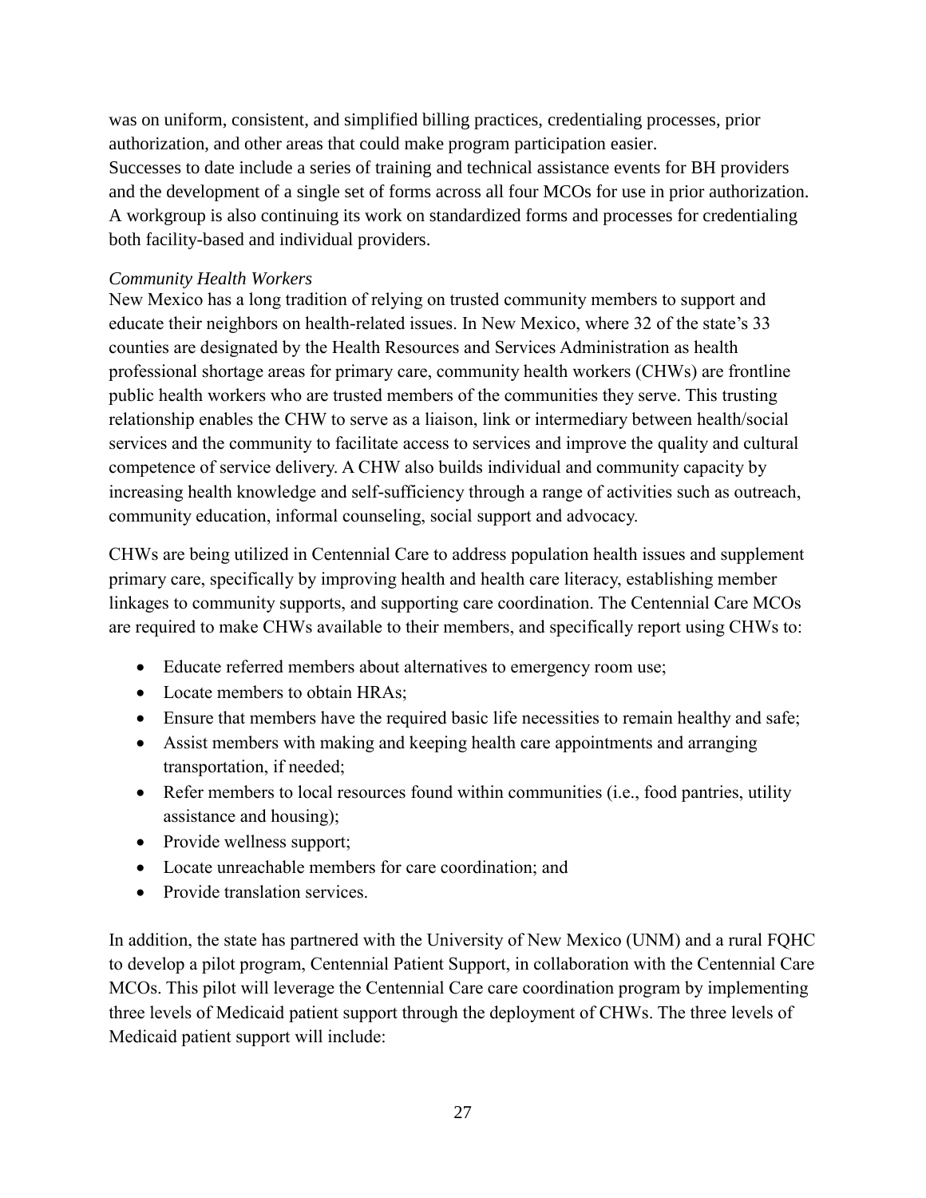was on uniform, consistent, and simplified billing practices, credentialing processes, prior authorization, and other areas that could make program participation easier.
Successes to date include a series of training and technical assistance events for BH providers and the development of a single set of forms across all four MCOs for use in prior authorization. A workgroup is also continuing its work on standardized forms and processes for credentialing both facility-based and individual providers.

*Community Health Workers*
New Mexico has a long tradition of relying on trusted community members to support and educate their neighbors on health-related issues. In New Mexico, where 32 of the state's 33 counties are designated by the Health Resources and Services Administration as health professional shortage areas for primary care, community health workers (CHWs) are frontline public health workers who are trusted members of the communities they serve. This trusting relationship enables the CHW to serve as a liaison, link or intermediary between health/social services and the community to facilitate access to services and improve the quality and cultural competence of service delivery. A CHW also builds individual and community capacity by increasing health knowledge and self-sufficiency through a range of activities such as outreach, community education, informal counseling, social support and advocacy.

CHWs are being utilized in Centennial Care to address population health issues and supplement primary care, specifically by improving health and health care literacy, establishing member linkages to community supports, and supporting care coordination. The Centennial Care MCOs are required to make CHWs available to their members, and specifically report using CHWs to:

- Educate referred members about alternatives to emergency room use;
- Locate members to obtain HRAs;
- Ensure that members have the required basic life necessities to remain healthy and safe;
- Assist members with making and keeping health care appointments and arranging transportation, if needed;
- Refer members to local resources found within communities (i.e., food pantries, utility assistance and housing);
- Provide wellness support;
- Locate unreachable members for care coordination; and
- Provide translation services.

In addition, the state has partnered with the University of New Mexico (UNM) and a rural FQHC to develop a pilot program, Centennial Patient Support, in collaboration with the Centennial Care MCOs. This pilot will leverage the Centennial Care care coordination program by implementing three levels of Medicaid patient support through the deployment of CHWs. The three levels of Medicaid patient support will include: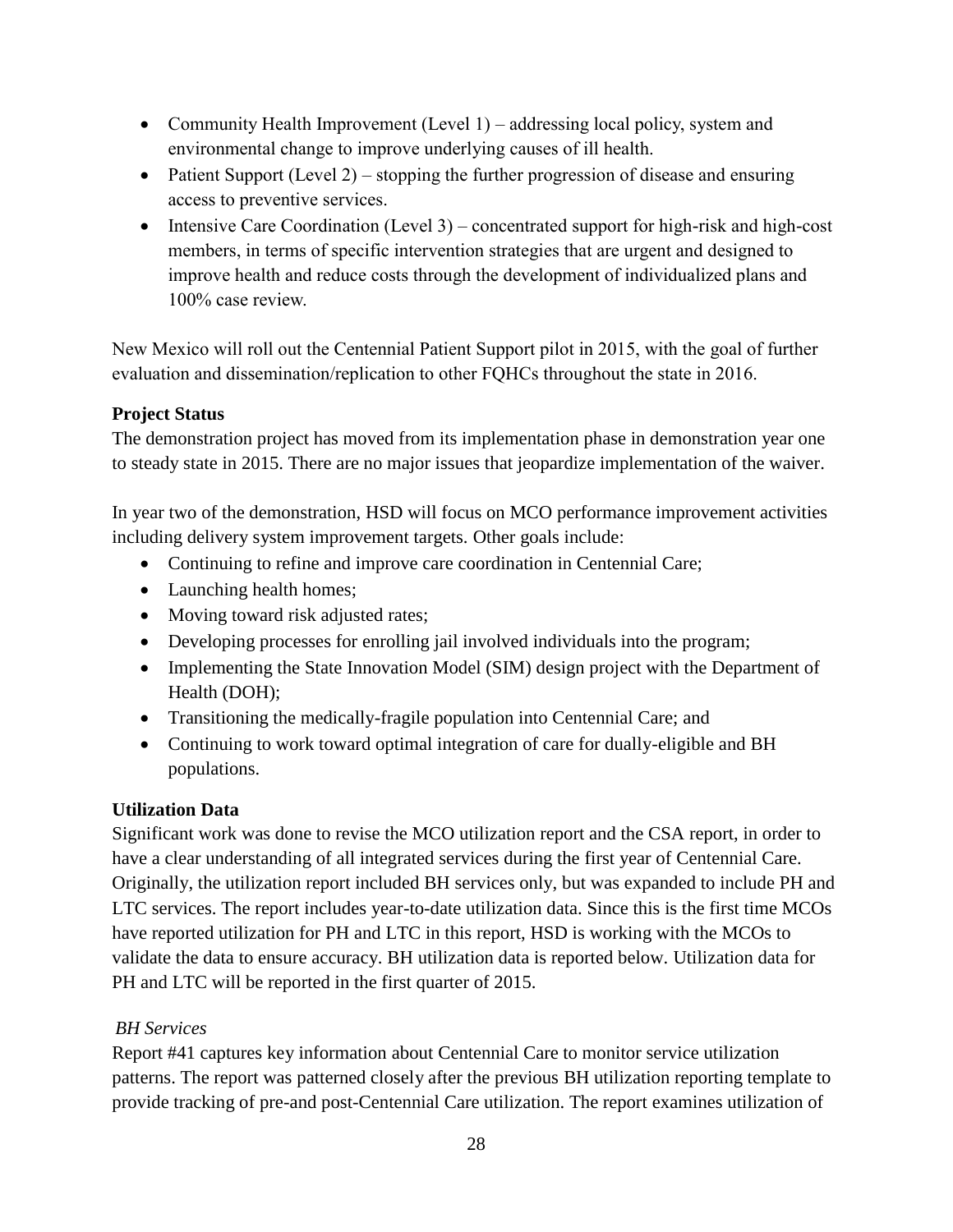- Community Health Improvement (Level 1) – addressing local policy, system and environmental change to improve underlying causes of ill health.
- Patient Support (Level 2) – stopping the further progression of disease and ensuring access to preventive services.
- Intensive Care Coordination (Level 3) – concentrated support for high-risk and high-cost members, in terms of specific intervention strategies that are urgent and designed to improve health and reduce costs through the development of individualized plans and 100% case review.

New Mexico will roll out the Centennial Patient Support pilot in 2015, with the goal of further evaluation and dissemination/replication to other FQHCs throughout the state in 2016.

**Project Status**

The demonstration project has moved from its implementation phase in demonstration year one to steady state in 2015. There are no major issues that jeopardize implementation of the waiver.

In year two of the demonstration, HSD will focus on MCO performance improvement activities including delivery system improvement targets. Other goals include:

- Continuing to refine and improve care coordination in Centennial Care;
- Launching health homes;
- Moving toward risk adjusted rates;
- Developing processes for enrolling jail involved individuals into the program;
- Implementing the State Innovation Model (SIM) design project with the Department of Health (DOH);
- Transitioning the medically-fragile population into Centennial Care; and
- Continuing to work toward optimal integration of care for dually-eligible and BH populations.

**Utilization Data**

Significant work was done to revise the MCO utilization report and the CSA report, in order to have a clear understanding of all integrated services during the first year of Centennial Care. Originally, the utilization report included BH services only, but was expanded to include PH and LTC services. The report includes year-to-date utilization data. Since this is the first time MCOs have reported utilization for PH and LTC in this report, HSD is working with the MCOs to validate the data to ensure accuracy. BH utilization data is reported below. Utilization data for PH and LTC will be reported in the first quarter of 2015.

*BH Services*

Report #41 captures key information about Centennial Care to monitor service utilization patterns. The report was patterned closely after the previous BH utilization reporting template to provide tracking of pre-and post-Centennial Care utilization. The report examines utilization of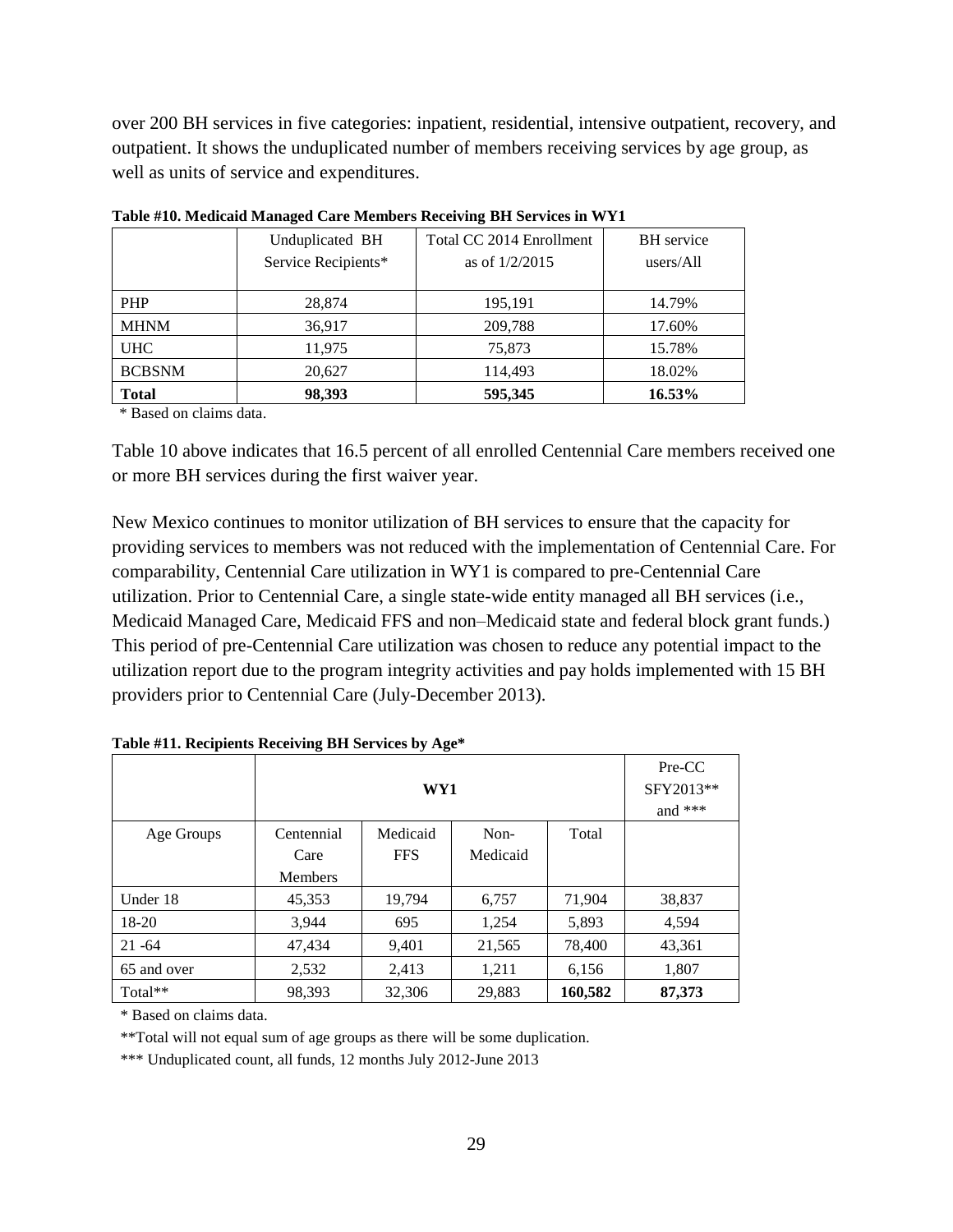over 200 BH services in five categories: inpatient, residential, intensive outpatient, recovery, and outpatient. It shows the unduplicated number of members receiving services by age group, as well as units of service and expenditures.

**Table #10. Medicaid Managed Care Members Receiving BH Services in WY1**

| | Unduplicated BH Service Recipients* | Total CC 2014 Enrollment as of 1/2/2015 | BH service users/All |
|---|---|---|---|
| PHP | 28,874 | 195,191 | 14.79% |
| MHNM | 36,917 | 209,788 | 17.60% |
| UHC | 11,975 | 75,873 | 15.78% |
| BCBSNM | 20,627 | 114,493 | 18.02% |
| **Total** | **98,393** | **595,345** | **16.53%** |

\* Based on claims data.

Table 10 above indicates that 16.5 percent of all enrolled Centennial Care members received one or more BH services during the first waiver year.

New Mexico continues to monitor utilization of BH services to ensure that the capacity for providing services to members was not reduced with the implementation of Centennial Care. For comparability, Centennial Care utilization in WY1 is compared to pre-Centennial Care utilization. Prior to Centennial Care, a single state-wide entity managed all BH services (i.e., Medicaid Managed Care, Medicaid FFS and non–Medicaid state and federal block grant funds.) This period of pre-Centennial Care utilization was chosen to reduce any potential impact to the utilization report due to the program integrity activities and pay holds implemented with 15 BH providers prior to Centennial Care (July-December 2013).

**Table #11. Recipients Receiving BH Services by Age***

| | WY1 | | | | Pre-CC SFY2013** and *** |
|---|---|---|---|---|---|
| Age Groups | Centennial Care Members | Medicaid FFS | Non-Medicaid | Total | |
| Under 18 | 45,353 | 19,794 | 6,757 | 71,904 | 38,837 |
| 18-20 | 3,944 | 695 | 1,254 | 5,893 | 4,594 |
| 21 -64 | 47,434 | 9,401 | 21,565 | 78,400 | 43,361 |
| 65 and over | 2,532 | 2,413 | 1,211 | 6,156 | 1,807 |
| Total** | 98,393 | 32,306 | 29,883 | **160,582** | **87,373** |

\* Based on claims data.

**Total will not equal sum of age groups as there will be some duplication.

*** Unduplicated count, all funds, 12 months July 2012-June 2013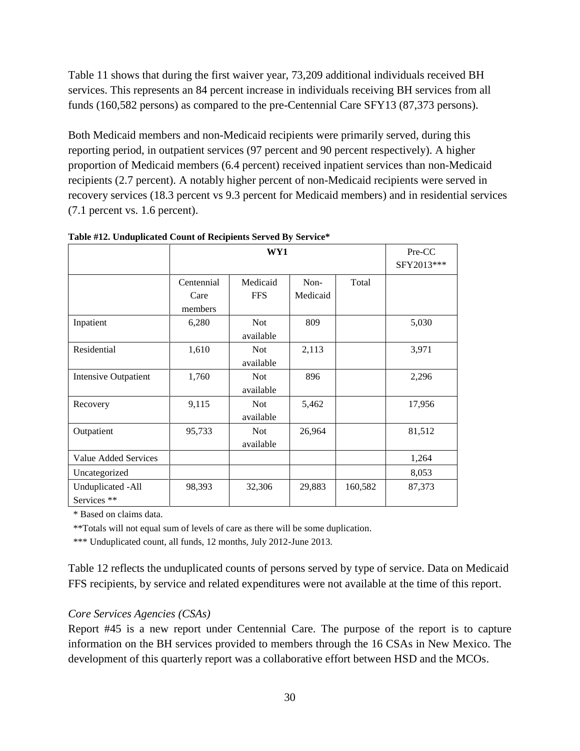Table 11 shows that during the first waiver year, 73,209 additional individuals received BH services. This represents an 84 percent increase in individuals receiving BH services from all funds (160,582 persons) as compared to the pre-Centennial Care SFY13 (87,373 persons).

Both Medicaid members and non-Medicaid recipients were primarily served, during this reporting period, in outpatient services (97 percent and 90 percent respectively). A higher proportion of Medicaid members (6.4 percent) received inpatient services than non-Medicaid recipients (2.7 percent). A notably higher percent of non-Medicaid recipients were served in recovery services (18.3 percent vs 9.3 percent for Medicaid members) and in residential services (7.1 percent vs. 1.6 percent).

**Table #12. Unduplicated Count of Recipients Served By Service***

| | WY1 | | | | Pre-CC SFY2013*** |
|---|---|---|---|---|---|
| | Centennial Care members | Medicaid FFS | Non-Medicaid | Total | |
| Inpatient | 6,280 | Not available | 809 | | 5,030 |
| Residential | 1,610 | Not available | 2,113 | | 3,971 |
| Intensive Outpatient | 1,760 | Not available | 896 | | 2,296 |
| Recovery | 9,115 | Not available | 5,462 | | 17,956 |
| Outpatient | 95,733 | Not available | 26,964 | | 81,512 |
| Value Added Services | | | | | 1,264 |
| Uncategorized | | | | | 8,053 |
| Unduplicated -All Services ** | 98,393 | 32,306 | 29,883 | 160,582 | 87,373 |

\* Based on claims data.

**Totals will not equal sum of levels of care as there will be some duplication.

*** Unduplicated count, all funds, 12 months, July 2012-June 2013.

Table 12 reflects the unduplicated counts of persons served by type of service. Data on Medicaid FFS recipients, by service and related expenditures were not available at the time of this report.

*Core Services Agencies (CSAs)*

Report #45 is a new report under Centennial Care. The purpose of the report is to capture information on the BH services provided to members through the 16 CSAs in New Mexico. The development of this quarterly report was a collaborative effort between HSD and the MCOs.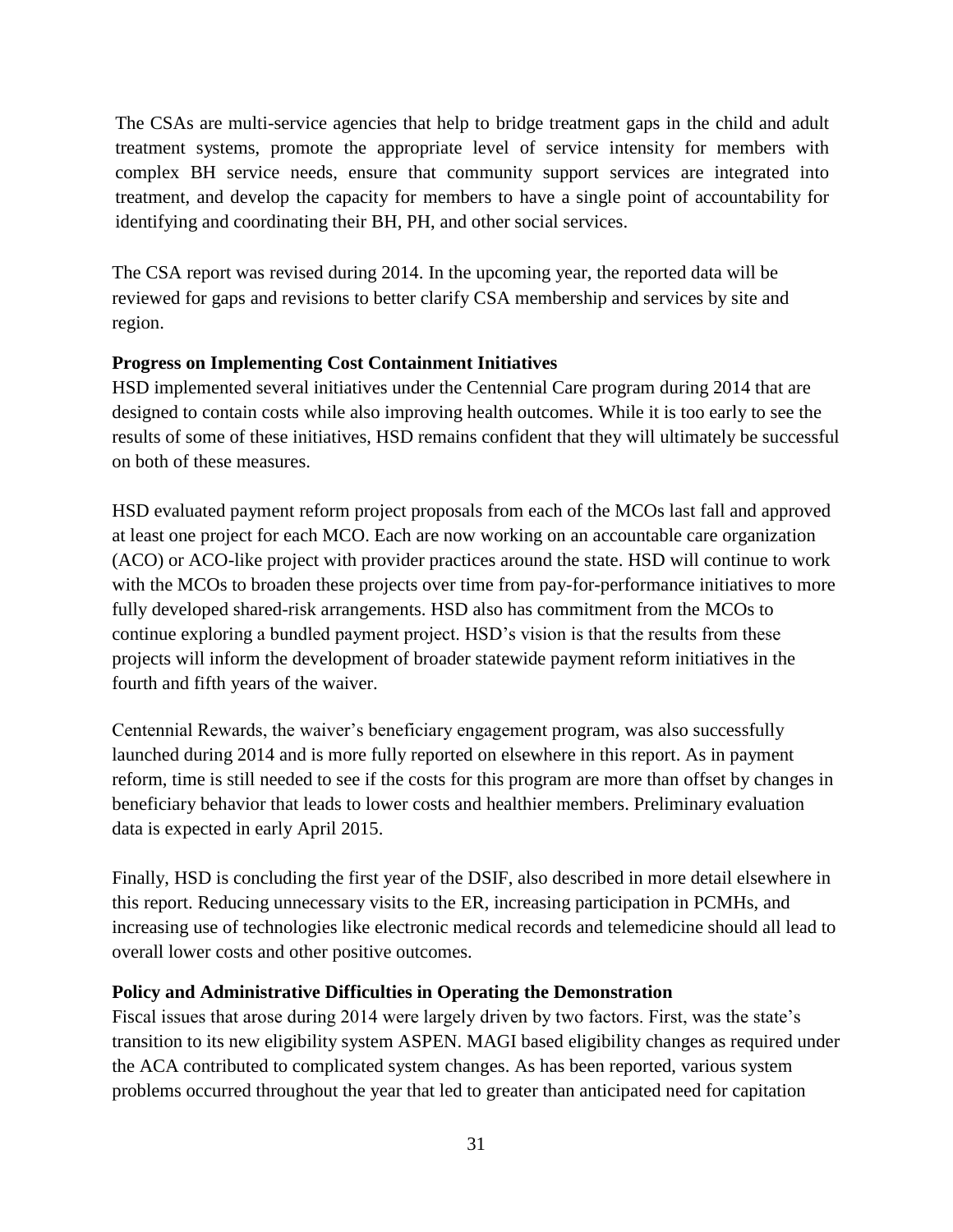The CSAs are multi-service agencies that help to bridge treatment gaps in the child and adult treatment systems, promote the appropriate level of service intensity for members with complex BH service needs, ensure that community support services are integrated into treatment, and develop the capacity for members to have a single point of accountability for identifying and coordinating their BH, PH, and other social services.

The CSA report was revised during 2014. In the upcoming year, the reported data will be reviewed for gaps and revisions to better clarify CSA membership and services by site and region.

**Progress on Implementing Cost Containment Initiatives**

HSD implemented several initiatives under the Centennial Care program during 2014 that are designed to contain costs while also improving health outcomes. While it is too early to see the results of some of these initiatives, HSD remains confident that they will ultimately be successful on both of these measures.

HSD evaluated payment reform project proposals from each of the MCOs last fall and approved at least one project for each MCO. Each are now working on an accountable care organization (ACO) or ACO-like project with provider practices around the state. HSD will continue to work with the MCOs to broaden these projects over time from pay-for-performance initiatives to more fully developed shared-risk arrangements. HSD also has commitment from the MCOs to continue exploring a bundled payment project. HSD's vision is that the results from these projects will inform the development of broader statewide payment reform initiatives in the fourth and fifth years of the waiver.

Centennial Rewards, the waiver's beneficiary engagement program, was also successfully launched during 2014 and is more fully reported on elsewhere in this report. As in payment reform, time is still needed to see if the costs for this program are more than offset by changes in beneficiary behavior that leads to lower costs and healthier members. Preliminary evaluation data is expected in early April 2015.

Finally, HSD is concluding the first year of the DSIF, also described in more detail elsewhere in this report. Reducing unnecessary visits to the ER, increasing participation in PCMHs, and increasing use of technologies like electronic medical records and telemedicine should all lead to overall lower costs and other positive outcomes.

**Policy and Administrative Difficulties in Operating the Demonstration**

Fiscal issues that arose during 2014 were largely driven by two factors. First, was the state's transition to its new eligibility system ASPEN. MAGI based eligibility changes as required under the ACA contributed to complicated system changes. As has been reported, various system problems occurred throughout the year that led to greater than anticipated need for capitation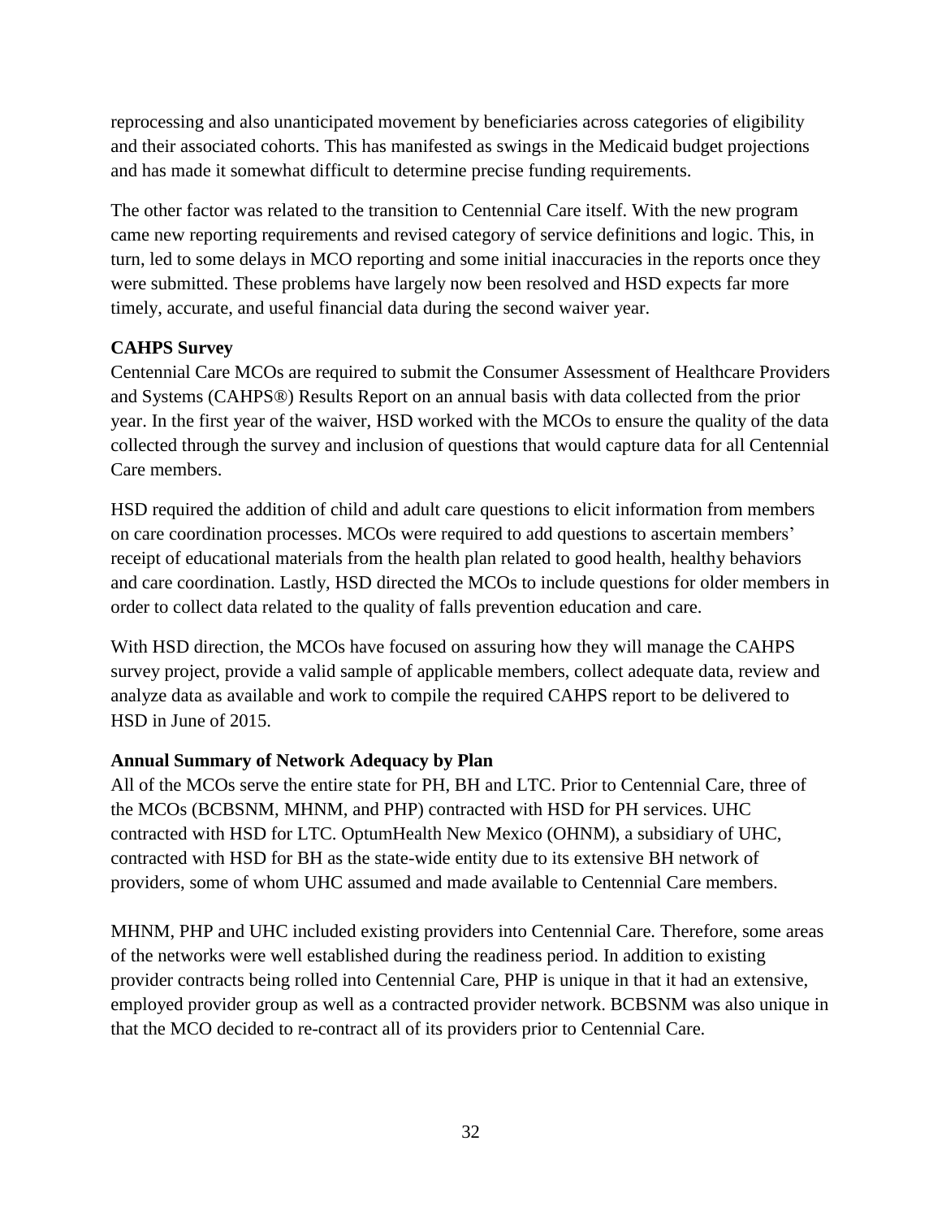reprocessing and also unanticipated movement by beneficiaries across categories of eligibility and their associated cohorts. This has manifested as swings in the Medicaid budget projections and has made it somewhat difficult to determine precise funding requirements.

The other factor was related to the transition to Centennial Care itself. With the new program came new reporting requirements and revised category of service definitions and logic. This, in turn, led to some delays in MCO reporting and some initial inaccuracies in the reports once they were submitted. These problems have largely now been resolved and HSD expects far more timely, accurate, and useful financial data during the second waiver year.

**CAHPS Survey**

Centennial Care MCOs are required to submit the Consumer Assessment of Healthcare Providers and Systems (CAHPS®) Results Report on an annual basis with data collected from the prior year. In the first year of the waiver, HSD worked with the MCOs to ensure the quality of the data collected through the survey and inclusion of questions that would capture data for all Centennial Care members.

HSD required the addition of child and adult care questions to elicit information from members on care coordination processes. MCOs were required to add questions to ascertain members' receipt of educational materials from the health plan related to good health, healthy behaviors and care coordination. Lastly, HSD directed the MCOs to include questions for older members in order to collect data related to the quality of falls prevention education and care.

With HSD direction, the MCOs have focused on assuring how they will manage the CAHPS survey project, provide a valid sample of applicable members, collect adequate data, review and analyze data as available and work to compile the required CAHPS report to be delivered to HSD in June of 2015.

**Annual Summary of Network Adequacy by Plan**

All of the MCOs serve the entire state for PH, BH and LTC. Prior to Centennial Care, three of the MCOs (BCBSNM, MHNM, and PHP) contracted with HSD for PH services. UHC contracted with HSD for LTC. OptumHealth New Mexico (OHNM), a subsidiary of UHC, contracted with HSD for BH as the state-wide entity due to its extensive BH network of providers, some of whom UHC assumed and made available to Centennial Care members.

MHNM, PHP and UHC included existing providers into Centennial Care. Therefore, some areas of the networks were well established during the readiness period. In addition to existing provider contracts being rolled into Centennial Care, PHP is unique in that it had an extensive, employed provider group as well as a contracted provider network. BCBSNM was also unique in that the MCO decided to re-contract all of its providers prior to Centennial Care.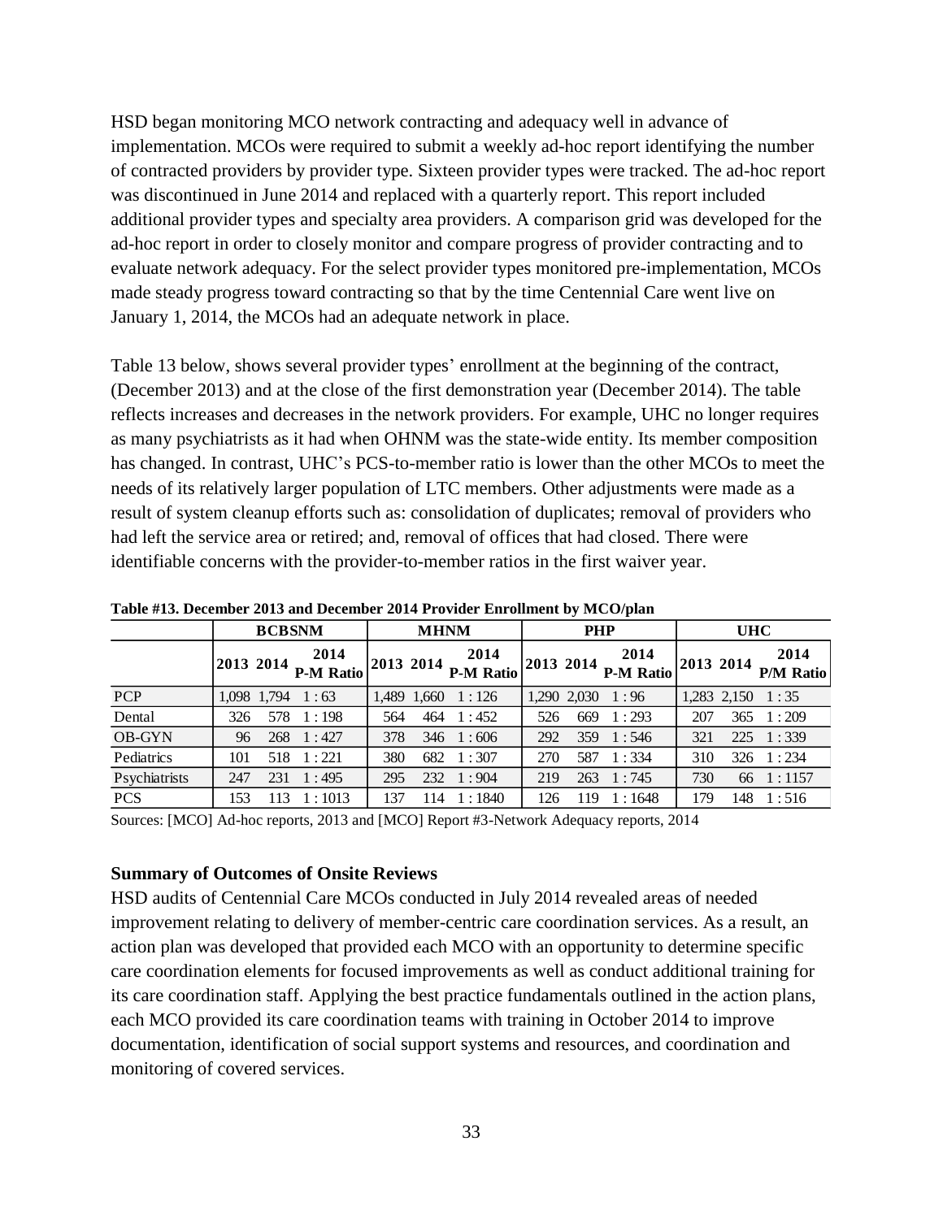HSD began monitoring MCO network contracting and adequacy well in advance of implementation. MCOs were required to submit a weekly ad-hoc report identifying the number of contracted providers by provider type. Sixteen provider types were tracked. The ad-hoc report was discontinued in June 2014 and replaced with a quarterly report. This report included additional provider types and specialty area providers. A comparison grid was developed for the ad-hoc report in order to closely monitor and compare progress of provider contracting and to evaluate network adequacy. For the select provider types monitored pre-implementation, MCOs made steady progress toward contracting so that by the time Centennial Care went live on January 1, 2014, the MCOs had an adequate network in place.

Table 13 below, shows several provider types' enrollment at the beginning of the contract, (December 2013) and at the close of the first demonstration year (December 2014). The table reflects increases and decreases in the network providers. For example, UHC no longer requires as many psychiatrists as it had when OHNM was the state-wide entity. Its member composition has changed. In contrast, UHC's PCS-to-member ratio is lower than the other MCOs to meet the needs of its relatively larger population of LTC members. Other adjustments were made as a result of system cleanup efforts such as: consolidation of duplicates; removal of providers who had left the service area or retired; and, removal of offices that had closed. There were identifiable concerns with the provider-to-member ratios in the first waiver year.

**Table #13. December 2013 and December 2014 Provider Enrollment by MCO/plan**

| | BCBSNM | | | MHNM | | | PHP | | | UHC | | |
|---|---|---|---|---|---|---|---|---|---|---|---|---|
| | 2013 | 2014 | 2014 P-M Ratio | 2013 | 2014 | 2014 P-M Ratio | 2013 | 2014 | 2014 P-M Ratio | 2013 | 2014 | 2014 P/M Ratio |
| PCP | 1,098 | 1,794 | 1 : 63 | 1,489 | 1,660 | 1 : 126 | 1,290 | 2,030 | 1 : 96 | 1,283 | 2,150 | 1 : 35 |
| Dental | 326 | 578 | 1 : 198 | 564 | 464 | 1 : 452 | 526 | 669 | 1 : 293 | 207 | 365 | 1 : 209 |
| OB-GYN | 96 | 268 | 1 : 427 | 378 | 346 | 1 : 606 | 292 | 359 | 1 : 546 | 321 | 225 | 1 : 339 |
| Pediatrics | 101 | 518 | 1 : 221 | 380 | 682 | 1 : 307 | 270 | 587 | 1 : 334 | 310 | 326 | 1 : 234 |
| Psychiatrists | 247 | 231 | 1 : 495 | 295 | 232 | 1 : 904 | 219 | 263 | 1 : 745 | 730 | 66 | 1 : 1157 |
| PCS | 153 | 113 | 1 : 1013 | 137 | 114 | 1 : 1840 | 126 | 119 | 1 : 1648 | 179 | 148 | 1 : 516 |

Sources: [MCO] Ad-hoc reports, 2013 and [MCO] Report #3-Network Adequacy reports, 2014

**Summary of Outcomes of Onsite Reviews**

HSD audits of Centennial Care MCOs conducted in July 2014 revealed areas of needed improvement relating to delivery of member-centric care coordination services. As a result, an action plan was developed that provided each MCO with an opportunity to determine specific care coordination elements for focused improvements as well as conduct additional training for its care coordination staff. Applying the best practice fundamentals outlined in the action plans, each MCO provided its care coordination teams with training in October 2014 to improve documentation, identification of social support systems and resources, and coordination and monitoring of covered services.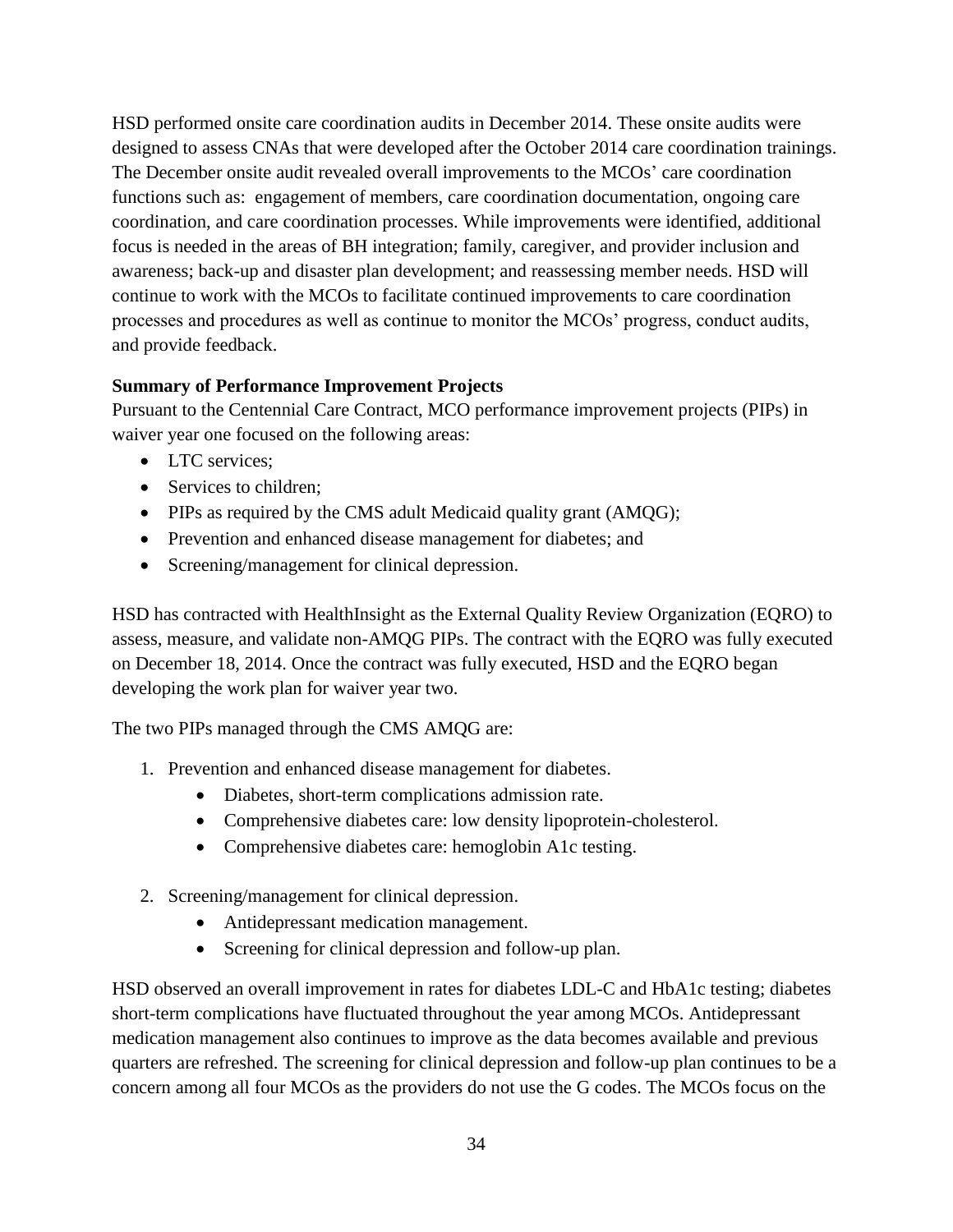HSD performed onsite care coordination audits in December 2014. These onsite audits were designed to assess CNAs that were developed after the October 2014 care coordination trainings. The December onsite audit revealed overall improvements to the MCOs' care coordination functions such as: engagement of members, care coordination documentation, ongoing care coordination, and care coordination processes. While improvements were identified, additional focus is needed in the areas of BH integration; family, caregiver, and provider inclusion and awareness; back-up and disaster plan development; and reassessing member needs. HSD will continue to work with the MCOs to facilitate continued improvements to care coordination processes and procedures as well as continue to monitor the MCOs' progress, conduct audits, and provide feedback.

**Summary of Performance Improvement Projects**

Pursuant to the Centennial Care Contract, MCO performance improvement projects (PIPs) in waiver year one focused on the following areas:

- LTC services;
- Services to children;
- PIPs as required by the CMS adult Medicaid quality grant (AMQG);
- Prevention and enhanced disease management for diabetes; and
- Screening/management for clinical depression.

HSD has contracted with HealthInsight as the External Quality Review Organization (EQRO) to assess, measure, and validate non-AMQG PIPs. The contract with the EQRO was fully executed on December 18, 2014. Once the contract was fully executed, HSD and the EQRO began developing the work plan for waiver year two.

The two PIPs managed through the CMS AMQG are:

1. Prevention and enhanced disease management for diabetes.
    - Diabetes, short-term complications admission rate.
    - Comprehensive diabetes care: low density lipoprotein-cholesterol.
    - Comprehensive diabetes care: hemoglobin A1c testing.

2. Screening/management for clinical depression.
    - Antidepressant medication management.
    - Screening for clinical depression and follow-up plan.

HSD observed an overall improvement in rates for diabetes LDL-C and HbA1c testing; diabetes short-term complications have fluctuated throughout the year among MCOs. Antidepressant medication management also continues to improve as the data becomes available and previous quarters are refreshed. The screening for clinical depression and follow-up plan continues to be a concern among all four MCOs as the providers do not use the G codes. The MCOs focus on the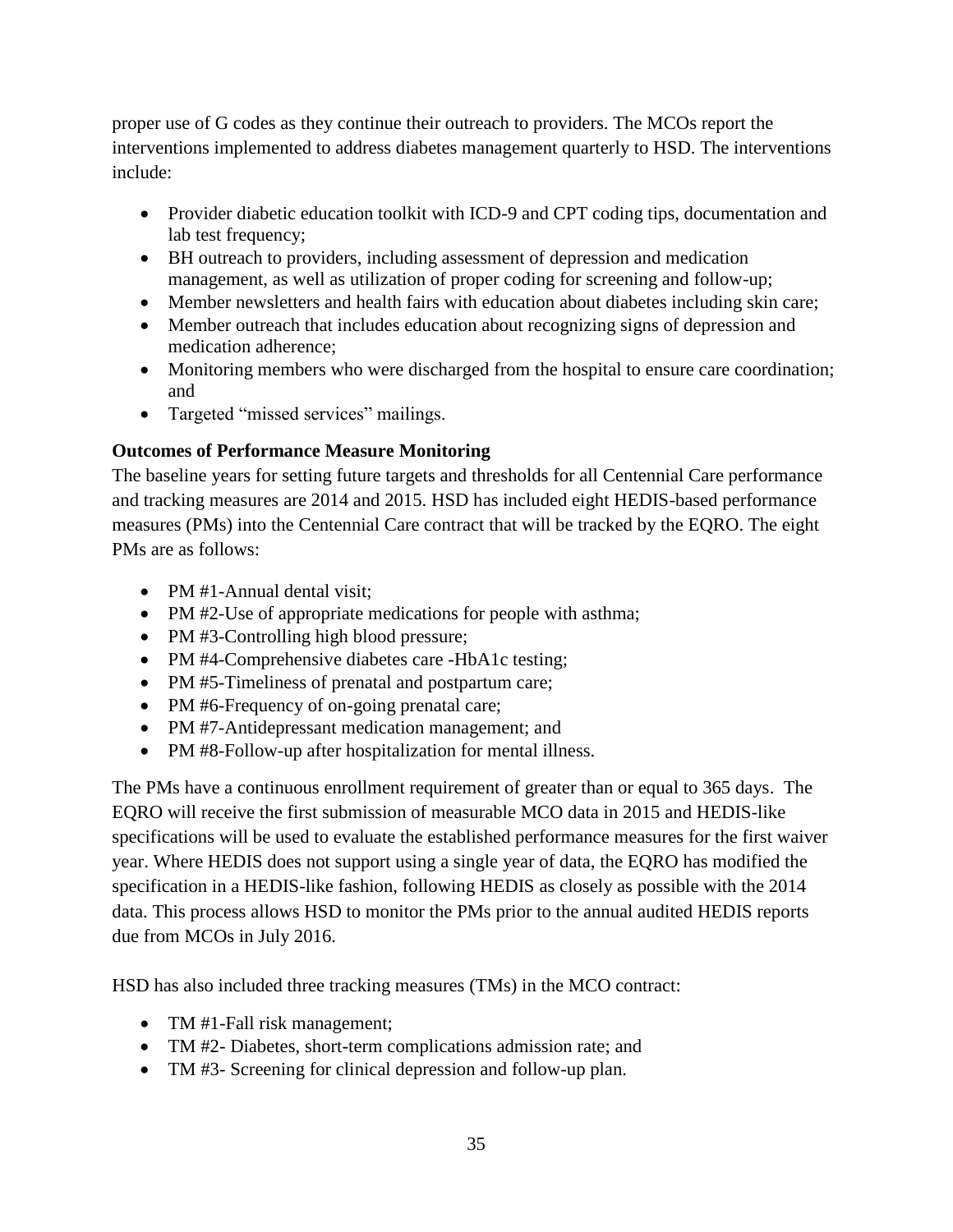proper use of G codes as they continue their outreach to providers. The MCOs report the interventions implemented to address diabetes management quarterly to HSD. The interventions include:

- Provider diabetic education toolkit with ICD-9 and CPT coding tips, documentation and lab test frequency;
- BH outreach to providers, including assessment of depression and medication management, as well as utilization of proper coding for screening and follow-up;
- Member newsletters and health fairs with education about diabetes including skin care;
- Member outreach that includes education about recognizing signs of depression and medication adherence;
- Monitoring members who were discharged from the hospital to ensure care coordination; and
- Targeted "missed services" mailings.

**Outcomes of Performance Measure Monitoring**

The baseline years for setting future targets and thresholds for all Centennial Care performance and tracking measures are 2014 and 2015. HSD has included eight HEDIS-based performance measures (PMs) into the Centennial Care contract that will be tracked by the EQRO. The eight PMs are as follows:

- PM #1-Annual dental visit;
- PM #2-Use of appropriate medications for people with asthma;
- PM #3-Controlling high blood pressure;
- PM #4-Comprehensive diabetes care -HbA1c testing;
- PM #5-Timeliness of prenatal and postpartum care;
- PM #6-Frequency of on-going prenatal care;
- PM #7-Antidepressant medication management; and
- PM #8-Follow-up after hospitalization for mental illness.

The PMs have a continuous enrollment requirement of greater than or equal to 365 days. The EQRO will receive the first submission of measurable MCO data in 2015 and HEDIS-like specifications will be used to evaluate the established performance measures for the first waiver year. Where HEDIS does not support using a single year of data, the EQRO has modified the specification in a HEDIS-like fashion, following HEDIS as closely as possible with the 2014 data. This process allows HSD to monitor the PMs prior to the annual audited HEDIS reports due from MCOs in July 2016.

HSD has also included three tracking measures (TMs) in the MCO contract:

- TM #1-Fall risk management;
- TM #2- Diabetes, short-term complications admission rate; and
- TM #3- Screening for clinical depression and follow-up plan.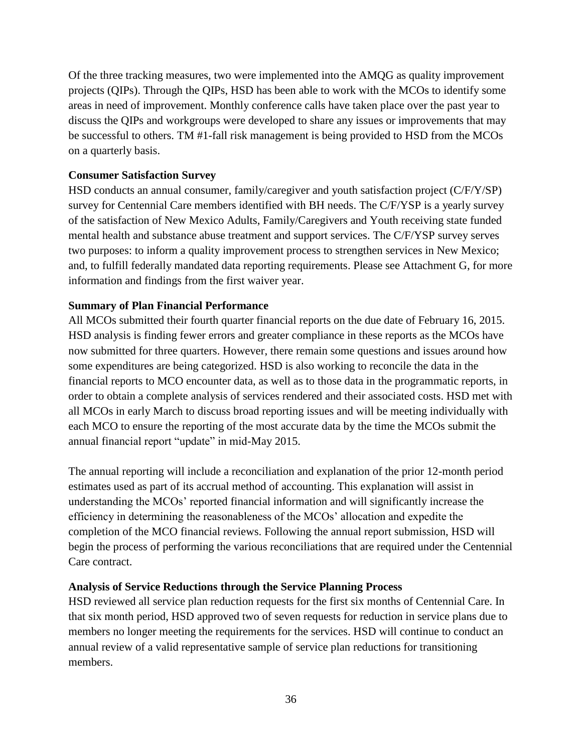Of the three tracking measures, two were implemented into the AMQG as quality improvement projects (QIPs). Through the QIPs, HSD has been able to work with the MCOs to identify some areas in need of improvement. Monthly conference calls have taken place over the past year to discuss the QIPs and workgroups were developed to share any issues or improvements that may be successful to others. TM #1-fall risk management is being provided to HSD from the MCOs on a quarterly basis.

**Consumer Satisfaction Survey**

HSD conducts an annual consumer, family/caregiver and youth satisfaction project (C/F/Y/SP) survey for Centennial Care members identified with BH needs. The C/F/YSP is a yearly survey of the satisfaction of New Mexico Adults, Family/Caregivers and Youth receiving state funded mental health and substance abuse treatment and support services. The C/F/YSP survey serves two purposes: to inform a quality improvement process to strengthen services in New Mexico; and, to fulfill federally mandated data reporting requirements. Please see Attachment G, for more information and findings from the first waiver year.

**Summary of Plan Financial Performance**

All MCOs submitted their fourth quarter financial reports on the due date of February 16, 2015. HSD analysis is finding fewer errors and greater compliance in these reports as the MCOs have now submitted for three quarters. However, there remain some questions and issues around how some expenditures are being categorized. HSD is also working to reconcile the data in the financial reports to MCO encounter data, as well as to those data in the programmatic reports, in order to obtain a complete analysis of services rendered and their associated costs. HSD met with all MCOs in early March to discuss broad reporting issues and will be meeting individually with each MCO to ensure the reporting of the most accurate data by the time the MCOs submit the annual financial report "update" in mid-May 2015.

The annual reporting will include a reconciliation and explanation of the prior 12-month period estimates used as part of its accrual method of accounting. This explanation will assist in understanding the MCOs' reported financial information and will significantly increase the efficiency in determining the reasonableness of the MCOs' allocation and expedite the completion of the MCO financial reviews. Following the annual report submission, HSD will begin the process of performing the various reconciliations that are required under the Centennial Care contract.

**Analysis of Service Reductions through the Service Planning Process**

HSD reviewed all service plan reduction requests for the first six months of Centennial Care. In that six month period, HSD approved two of seven requests for reduction in service plans due to members no longer meeting the requirements for the services. HSD will continue to conduct an annual review of a valid representative sample of service plan reductions for transitioning members.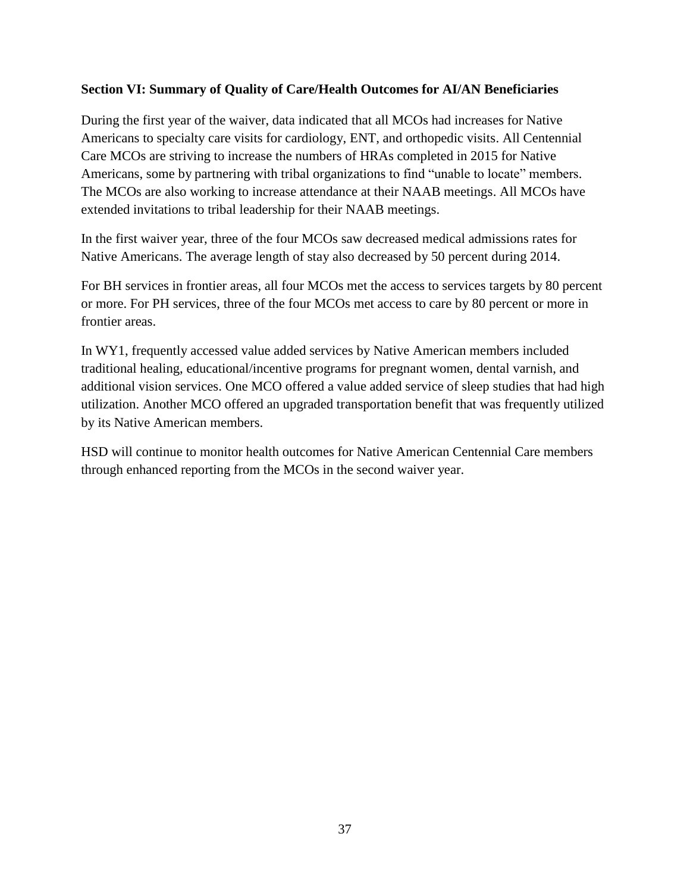**Section VI: Summary of Quality of Care/Health Outcomes for AI/AN Beneficiaries**

During the first year of the waiver, data indicated that all MCOs had increases for Native Americans to specialty care visits for cardiology, ENT, and orthopedic visits. All Centennial Care MCOs are striving to increase the numbers of HRAs completed in 2015 for Native Americans, some by partnering with tribal organizations to find "unable to locate" members. The MCOs are also working to increase attendance at their NAAB meetings. All MCOs have extended invitations to tribal leadership for their NAAB meetings.

In the first waiver year, three of the four MCOs saw decreased medical admissions rates for Native Americans. The average length of stay also decreased by 50 percent during 2014.

For BH services in frontier areas, all four MCOs met the access to services targets by 80 percent or more. For PH services, three of the four MCOs met access to care by 80 percent or more in frontier areas.

In WY1, frequently accessed value added services by Native American members included traditional healing, educational/incentive programs for pregnant women, dental varnish, and additional vision services. One MCO offered a value added service of sleep studies that had high utilization. Another MCO offered an upgraded transportation benefit that was frequently utilized by its Native American members.

HSD will continue to monitor health outcomes for Native American Centennial Care members through enhanced reporting from the MCOs in the second waiver year.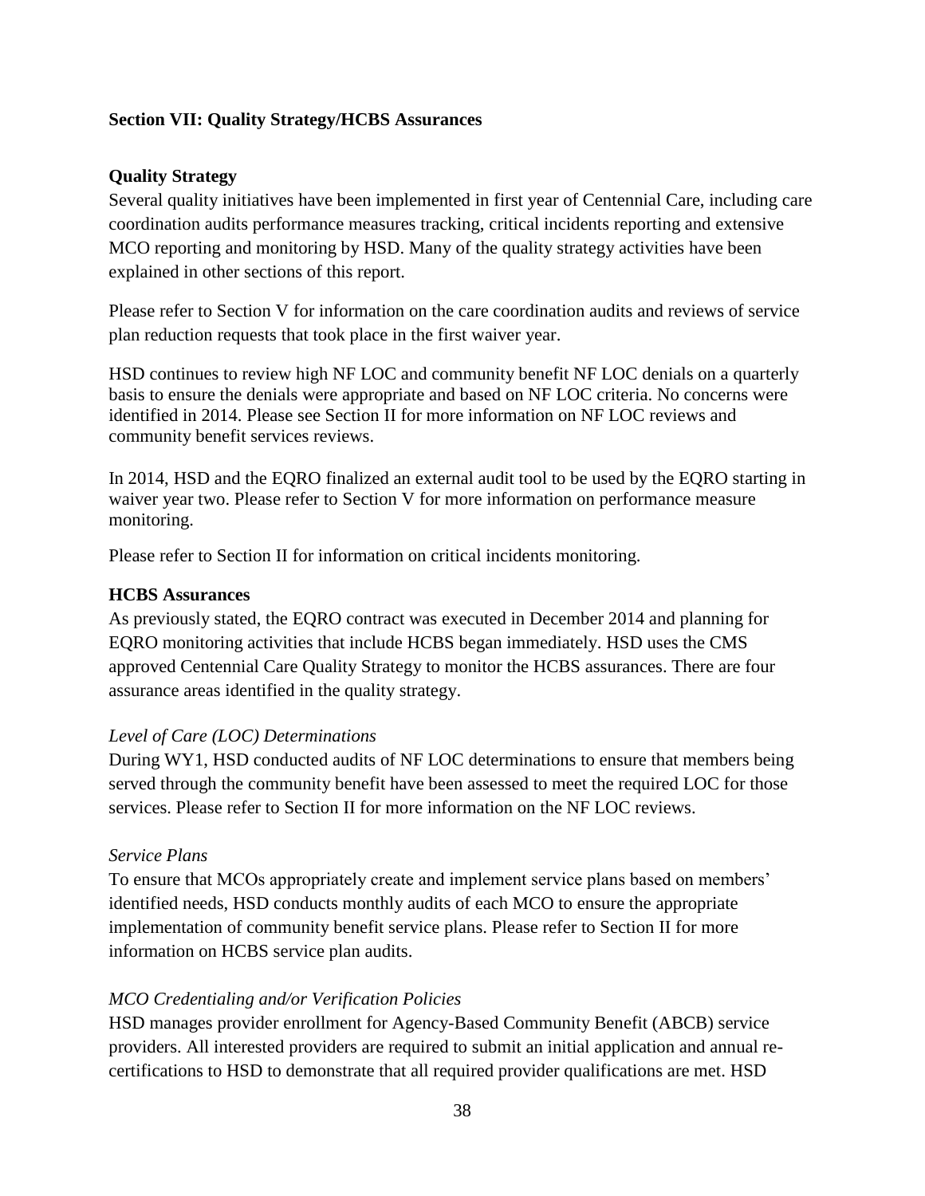## Section VII: Quality Strategy/HCBS Assurances

### Quality Strategy

Several quality initiatives have been implemented in first year of Centennial Care, including care coordination audits performance measures tracking, critical incidents reporting and extensive MCO reporting and monitoring by HSD. Many of the quality strategy activities have been explained in other sections of this report.

Please refer to Section V for information on the care coordination audits and reviews of service plan reduction requests that took place in the first waiver year.

HSD continues to review high NF LOC and community benefit NF LOC denials on a quarterly basis to ensure the denials were appropriate and based on NF LOC criteria. No concerns were identified in 2014. Please see Section II for more information on NF LOC reviews and community benefit services reviews.

In 2014, HSD and the EQRO finalized an external audit tool to be used by the EQRO starting in waiver year two. Please refer to Section V for more information on performance measure monitoring.

Please refer to Section II for information on critical incidents monitoring.

### HCBS Assurances

As previously stated, the EQRO contract was executed in December 2014 and planning for EQRO monitoring activities that include HCBS began immediately. HSD uses the CMS approved Centennial Care Quality Strategy to monitor the HCBS assurances. There are four assurance areas identified in the quality strategy.

*Level of Care (LOC) Determinations*

During WY1, HSD conducted audits of NF LOC determinations to ensure that members being served through the community benefit have been assessed to meet the required LOC for those services. Please refer to Section II for more information on the NF LOC reviews.

*Service Plans*

To ensure that MCOs appropriately create and implement service plans based on members' identified needs, HSD conducts monthly audits of each MCO to ensure the appropriate implementation of community benefit service plans. Please refer to Section II for more information on HCBS service plan audits.

*MCO Credentialing and/or Verification Policies*

HSD manages provider enrollment for Agency-Based Community Benefit (ABCB) service providers. All interested providers are required to submit an initial application and annual re-certifications to HSD to demonstrate that all required provider qualifications are met. HSD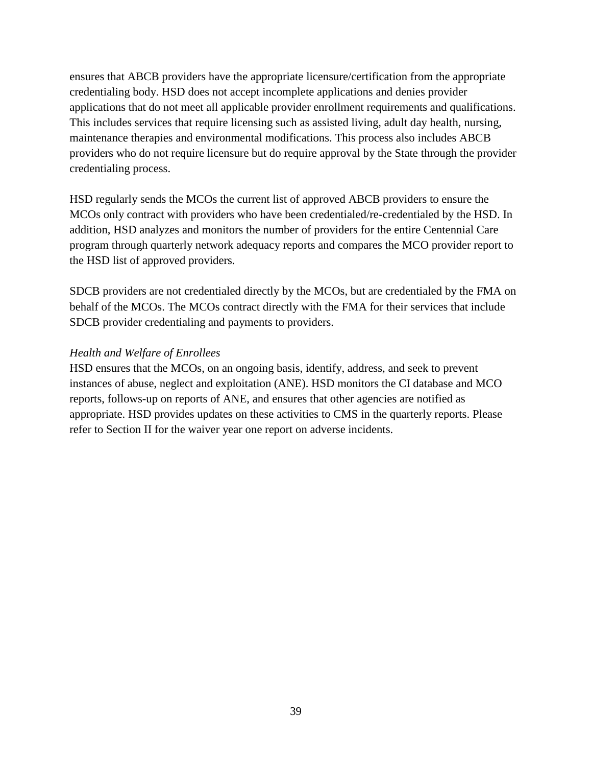ensures that ABCB providers have the appropriate licensure/certification from the appropriate credentialing body. HSD does not accept incomplete applications and denies provider applications that do not meet all applicable provider enrollment requirements and qualifications. This includes services that require licensing such as assisted living, adult day health, nursing, maintenance therapies and environmental modifications. This process also includes ABCB providers who do not require licensure but do require approval by the State through the provider credentialing process.

HSD regularly sends the MCOs the current list of approved ABCB providers to ensure the MCOs only contract with providers who have been credentialed/re-credentialed by the HSD. In addition, HSD analyzes and monitors the number of providers for the entire Centennial Care program through quarterly network adequacy reports and compares the MCO provider report to the HSD list of approved providers.

SDCB providers are not credentialed directly by the MCOs, but are credentialed by the FMA on behalf of the MCOs. The MCOs contract directly with the FMA for their services that include SDCB provider credentialing and payments to providers.

*Health and Welfare of Enrollees*

HSD ensures that the MCOs, on an ongoing basis, identify, address, and seek to prevent instances of abuse, neglect and exploitation (ANE). HSD monitors the CI database and MCO reports, follows-up on reports of ANE, and ensures that other agencies are notified as appropriate. HSD provides updates on these activities to CMS in the quarterly reports. Please refer to Section II for the waiver year one report on adverse incidents.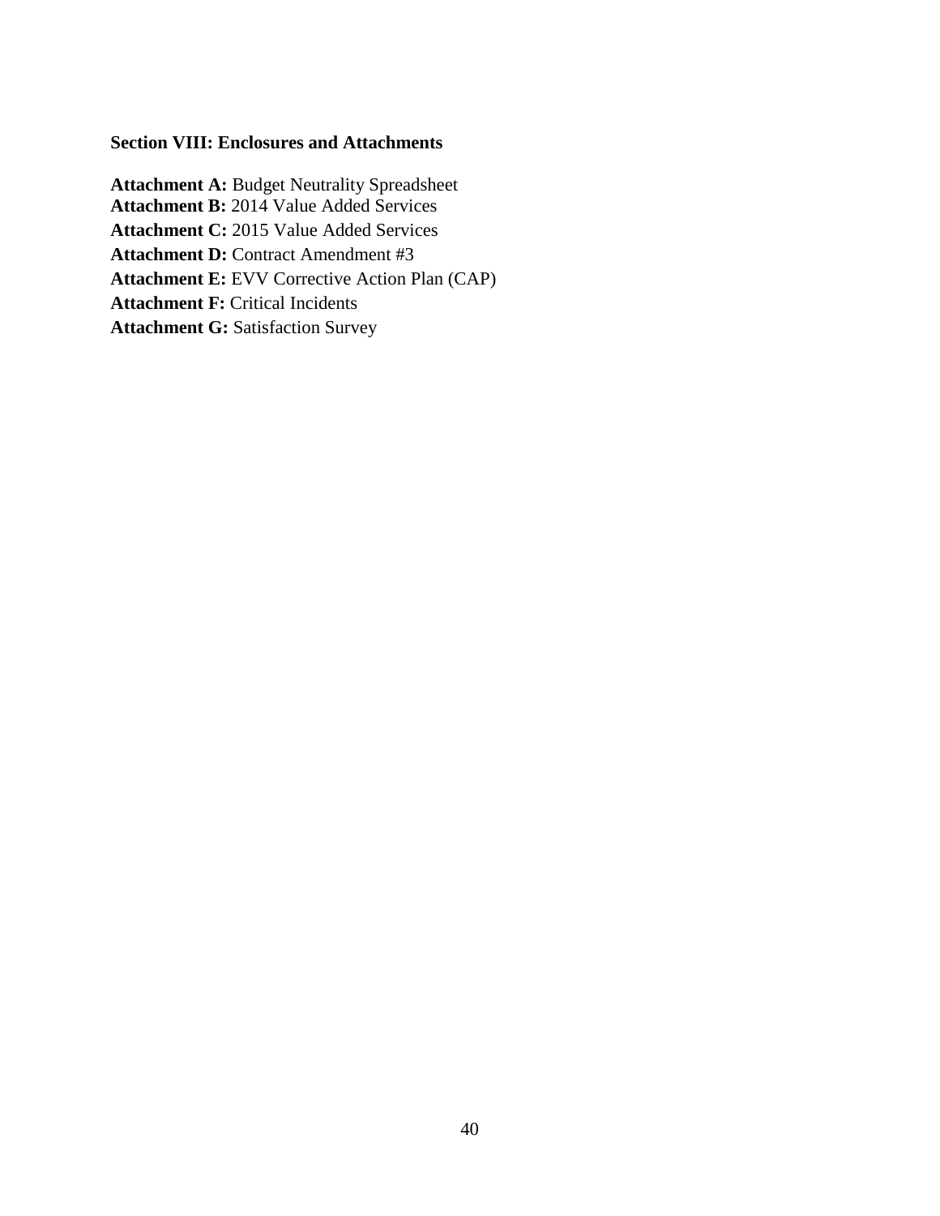**Section VIII: Enclosures and Attachments**

**Attachment A:** Budget Neutrality Spreadsheet
**Attachment B:** 2014 Value Added Services
**Attachment C:** 2015 Value Added Services
**Attachment D:** Contract Amendment #3
**Attachment E:** EVV Corrective Action Plan (CAP)
**Attachment F:** Critical Incidents
**Attachment G:** Satisfaction Survey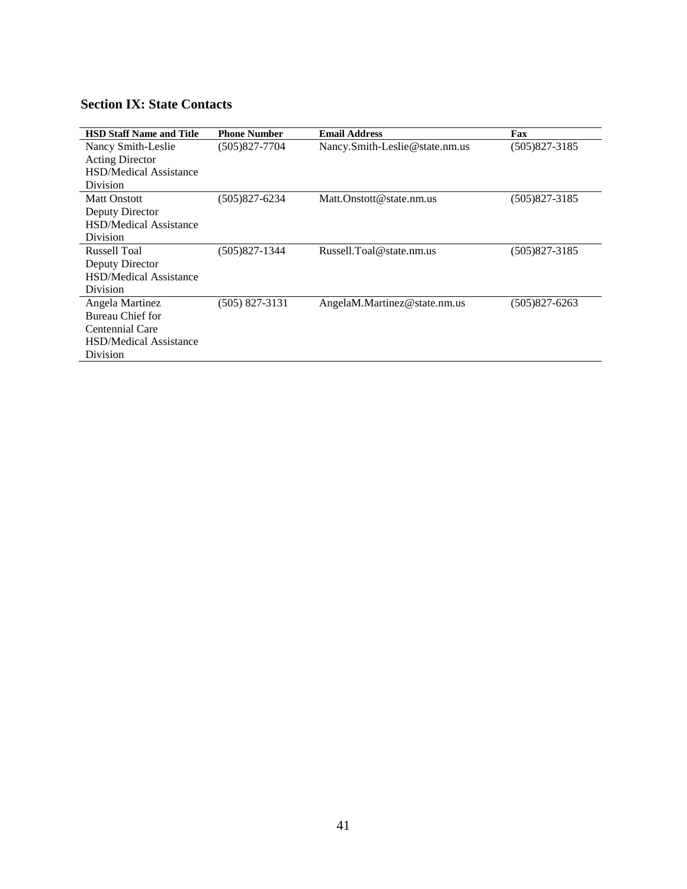## Section IX: State Contacts

| HSD Staff Name and Title | Phone Number | Email Address | Fax |
| --- | --- | --- | --- |
| Nancy Smith-Leslie Acting Director HSD/Medical Assistance Division | (505)827-7704 | Nancy.Smith-Leslie@state.nm.us | (505)827-3185 |
| Matt Onstott Deputy Director HSD/Medical Assistance Division | (505)827-6234 | Matt.Onstott@state.nm.us | (505)827-3185 |
| Russell Toal Deputy Director HSD/Medical Assistance Division | (505)827-1344 | Russell.Toal@state.nm.us | (505)827-3185 |
| Angela Martinez Bureau Chief for Centennial Care HSD/Medical Assistance Division | (505) 827-3131 | AngelaM.Martinez@state.nm.us | (505)827-6263 |